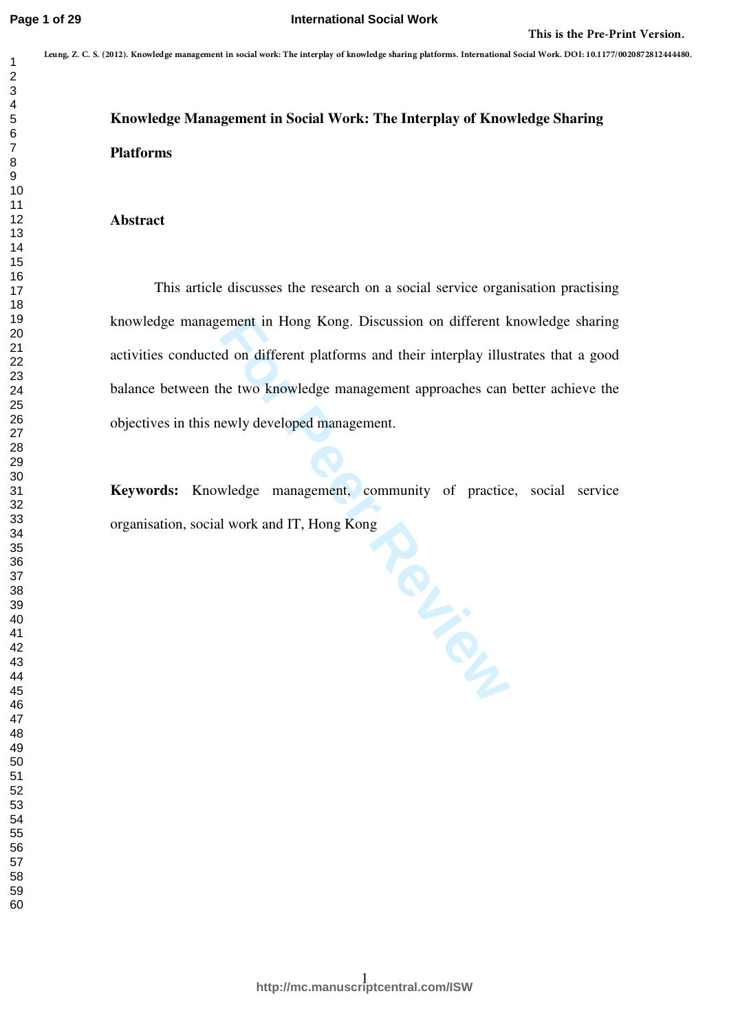This is the Pre-Print Version.

Leung, Z. C. S. (2012). Knowledge management in social work: The interplay of knowledge sharing platforms. International Social Work. DOI: 10.1177/0020872812444480.

# Knowledge Management in Social Work: The Interplay of Knowledge Sharing Platforms

## Abstract

This article discusses the research on a social service organisation practising knowledge management in Hong Kong. Discussion on different knowledge sharing activities conducted on different platforms and their interplay illustrates that a good balance between the two knowledge management approaches can better achieve the objectives in this newly developed management.

**Keywords:** Knowledge management, community of practice, social service organisation, social work and IT, Hong Kong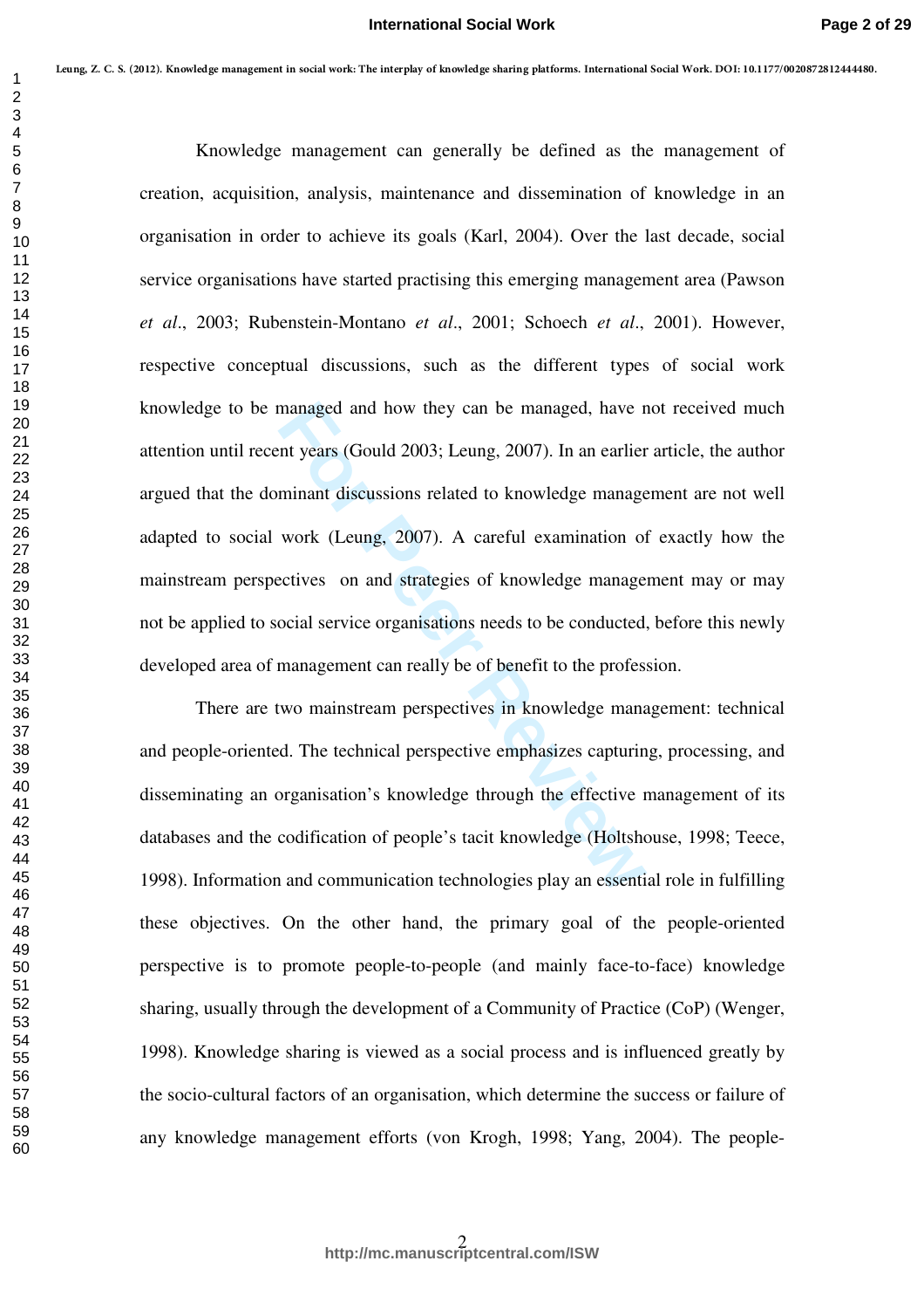Knowledge management can generally be defined as the management of creation, acquisition, analysis, maintenance and dissemination of knowledge in an organisation in order to achieve its goals (Karl, 2004). Over the last decade, social service organisations have started practising this emerging management area (Pawson *et al*., 2003; Rubenstein-Montano *et al*., 2001; Schoech *et al*., 2001). However, respective conceptual discussions, such as the different types of social work knowledge to be managed and how they can be managed, have not received much attention until recent years (Gould 2003; Leung, 2007). In an earlier article, the author argued that the dominant discussions related to knowledge management are not well adapted to social work (Leung, 2007). A careful examination of exactly how the mainstream perspectives on and strategies of knowledge management may or may not be applied to social service organisations needs to be conducted, before this newly developed area of management can really be of benefit to the profession.

There are two mainstream perspectives in knowledge management: technical and people-oriented. The technical perspective emphasizes capturing, processing, and disseminating an organisation's knowledge through the effective management of its databases and the codification of people's tacit knowledge (Holtshouse, 1998; Teece, 1998). Information and communication technologies play an essential role in fulfilling these objectives. On the other hand, the primary goal of the people-oriented perspective is to promote people-to-people (and mainly face-to-face) knowledge sharing, usually through the development of a Community of Practice (CoP) (Wenger, 1998). Knowledge sharing is viewed as a social process and is influenced greatly by the socio-cultural factors of an organisation, which determine the success or failure of any knowledge management efforts (von Krogh, 1998; Yang, 2004). The people-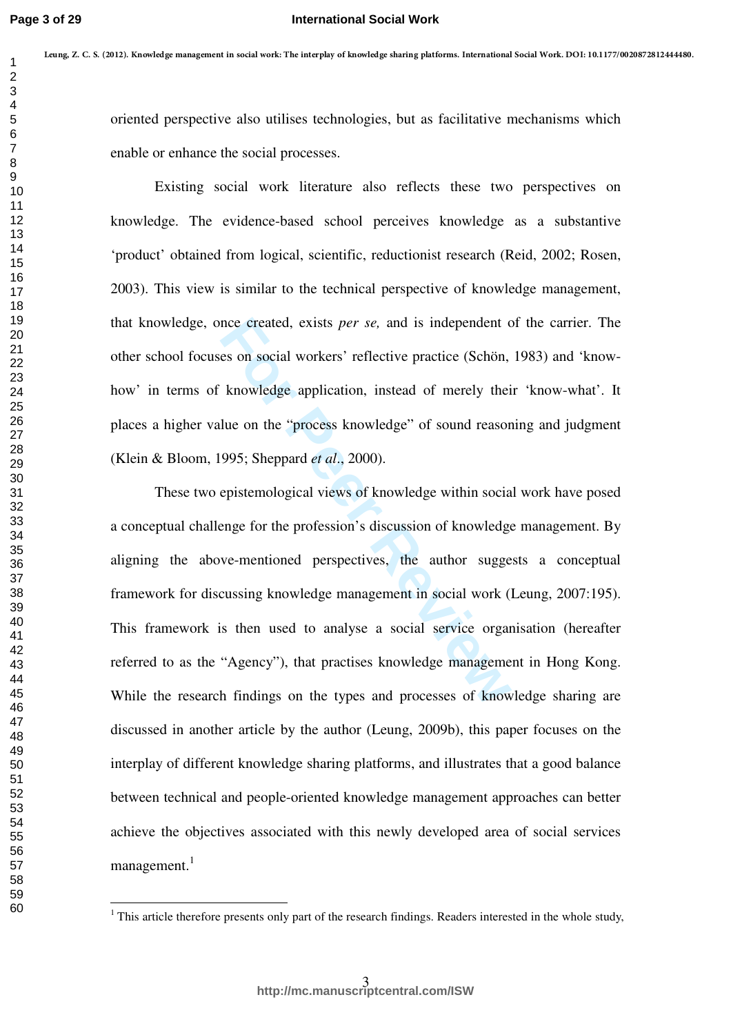oriented perspective also utilises technologies, but as facilitative mechanisms which enable or enhance the social processes.

Existing social work literature also reflects these two perspectives on knowledge. The evidence-based school perceives knowledge as a substantive 'product' obtained from logical, scientific, reductionist research (Reid, 2002; Rosen, 2003). This view is similar to the technical perspective of knowledge management, that knowledge, once created, exists *per se,* and is independent of the carrier. The other school focuses on social workers' reflective practice (Schön, 1983) and 'know-how' in terms of knowledge application, instead of merely their 'know-what'. It places a higher value on the "process knowledge" of sound reasoning and judgment (Klein & Bloom, 1995; Sheppard *et al*., 2000).

These two epistemological views of knowledge within social work have posed a conceptual challenge for the profession's discussion of knowledge management. By aligning the above-mentioned perspectives, the author suggests a conceptual framework for discussing knowledge management in social work (Leung, 2007:195). This framework is then used to analyse a social service organisation (hereafter referred to as the "Agency"), that practises knowledge management in Hong Kong. While the research findings on the types and processes of knowledge sharing are discussed in another article by the author (Leung, 2009b), this paper focuses on the interplay of different knowledge sharing platforms, and illustrates that a good balance between technical and people-oriented knowledge management approaches can better achieve the objectives associated with this newly developed area of social services management.[1]

[1] This article therefore presents only part of the research findings. Readers interested in the whole study,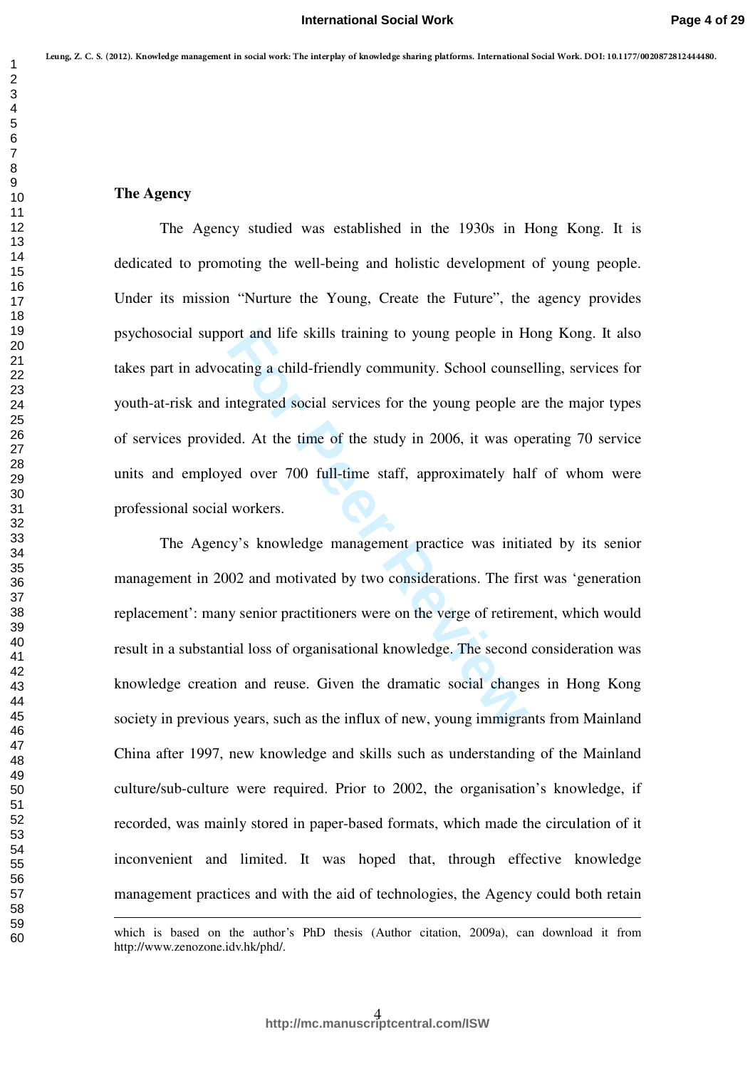### The Agency

The Agency studied was established in the 1930s in Hong Kong. It is dedicated to promoting the well-being and holistic development of young people. Under its mission "Nurture the Young, Create the Future", the agency provides psychosocial support and life skills training to young people in Hong Kong. It also takes part in advocating a child-friendly community. School counselling, services for youth-at-risk and integrated social services for the young people are the major types of services provided. At the time of the study in 2006, it was operating 70 service units and employed over 700 full-time staff, approximately half of whom were professional social workers.

The Agency's knowledge management practice was initiated by its senior management in 2002 and motivated by two considerations. The first was 'generation replacement': many senior practitioners were on the verge of retirement, which would result in a substantial loss of organisational knowledge. The second consideration was knowledge creation and reuse. Given the dramatic social changes in Hong Kong society in previous years, such as the influx of new, young immigrants from Mainland China after 1997, new knowledge and skills such as understanding of the Mainland culture/sub-culture were required. Prior to 2002, the organisation's knowledge, if recorded, was mainly stored in paper-based formats, which made the circulation of it inconvenient and limited. It was hoped that, through effective knowledge management practices and with the aid of technologies, the Agency could both retain

---

which is based on the author's PhD thesis (Author citation, 2009a), can download it from http://www.zenozone.idv.hk/phd/.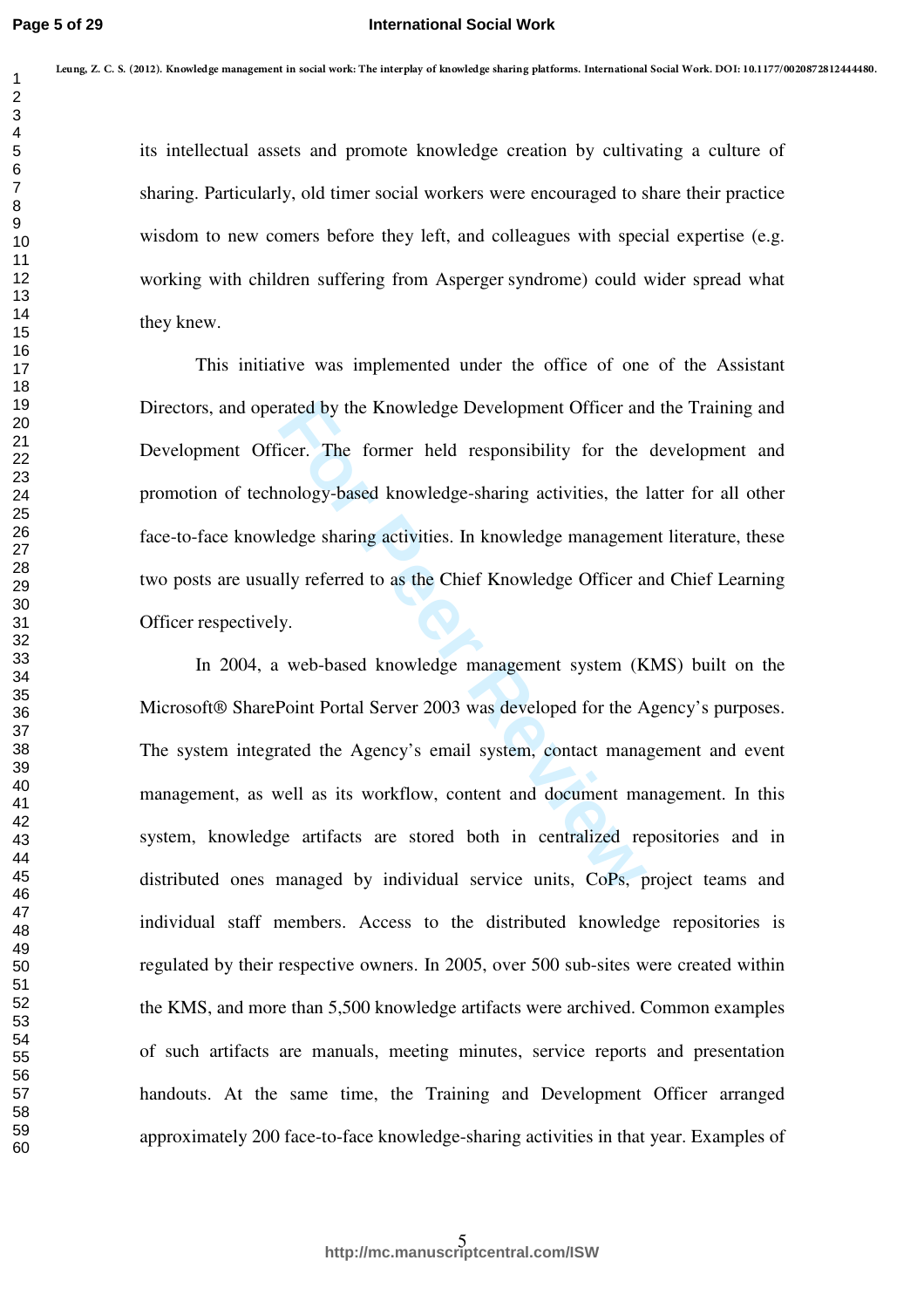its intellectual assets and promote knowledge creation by cultivating a culture of sharing. Particularly, old timer social workers were encouraged to share their practice wisdom to new comers before they left, and colleagues with special expertise (e.g. working with children suffering from Asperger syndrome) could wider spread what they knew.

This initiative was implemented under the office of one of the Assistant Directors, and operated by the Knowledge Development Officer and the Training and Development Officer. The former held responsibility for the development and promotion of technology-based knowledge-sharing activities, the latter for all other face-to-face knowledge sharing activities. In knowledge management literature, these two posts are usually referred to as the Chief Knowledge Officer and Chief Learning Officer respectively.

In 2004, a web-based knowledge management system (KMS) built on the Microsoft® SharePoint Portal Server 2003 was developed for the Agency's purposes. The system integrated the Agency's email system, contact management and event management, as well as its workflow, content and document management. In this system, knowledge artifacts are stored both in centralized repositories and in distributed ones managed by individual service units, CoPs, project teams and individual staff members. Access to the distributed knowledge repositories is regulated by their respective owners. In 2005, over 500 sub-sites were created within the KMS, and more than 5,500 knowledge artifacts were archived. Common examples of such artifacts are manuals, meeting minutes, service reports and presentation handouts. At the same time, the Training and Development Officer arranged approximately 200 face-to-face knowledge-sharing activities in that year. Examples of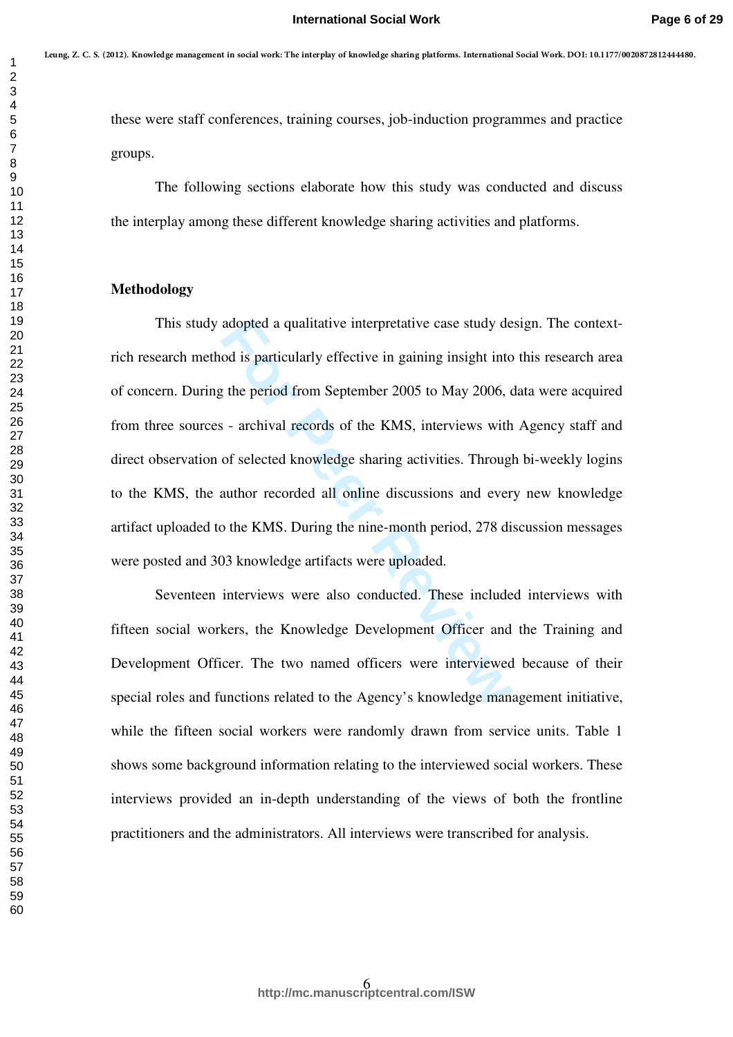these were staff conferences, training courses, job-induction programmes and practice groups.

The following sections elaborate how this study was conducted and discuss the interplay among these different knowledge sharing activities and platforms.

## Methodology

This study adopted a qualitative interpretative case study design. The context-rich research method is particularly effective in gaining insight into this research area of concern. During the period from September 2005 to May 2006, data were acquired from three sources - archival records of the KMS, interviews with Agency staff and direct observation of selected knowledge sharing activities. Through bi-weekly logins to the KMS, the author recorded all online discussions and every new knowledge artifact uploaded to the KMS. During the nine-month period, 278 discussion messages were posted and 303 knowledge artifacts were uploaded.

Seventeen interviews were also conducted. These included interviews with fifteen social workers, the Knowledge Development Officer and the Training and Development Officer. The two named officers were interviewed because of their special roles and functions related to the Agency's knowledge management initiative, while the fifteen social workers were randomly drawn from service units. Table 1 shows some background information relating to the interviewed social workers. These interviews provided an in-depth understanding of the views of both the frontline practitioners and the administrators. All interviews were transcribed for analysis.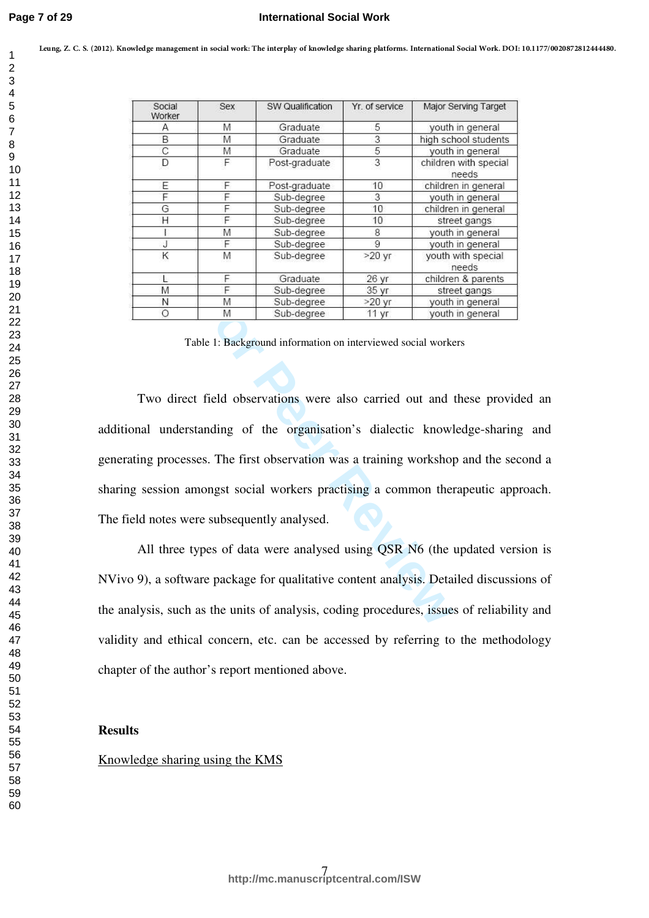Leung, Z. C. S. (2012). Knowledge management in social work: The interplay of knowledge sharing platforms. International Social Work. DOI: 10.1177/0020872812444480.

| Social Worker | Sex | SW Qualification | Yr. of service | Major Serving Target |
|---|---|---|---|---|
| A | M | Graduate | 5 | youth in general |
| B | M | Graduate | 3 | high school students |
| C | M | Graduate | 5 | youth in general |
| D | F | Post-graduate | 3 | children with special needs |
| E | F | Post-graduate | 10 | children in general |
| F | F | Sub-degree | 3 | youth in general |
| G | F | Sub-degree | 10 | children in general |
| H | F | Sub-degree | 10 | street gangs |
| I | M | Sub-degree | 8 | youth in general |
| J | F | Sub-degree | 9 | youth in general |
| K | M | Sub-degree | >20 yr | youth with special needs |
| L | F | Graduate | 26 yr | children & parents |
| M | F | Sub-degree | 35 yr | street gangs |
| N | M | Sub-degree | >20 yr | youth in general |
| O | M | Sub-degree | 11 yr | youth in general |

Table 1: Background information on interviewed social workers

Two direct field observations were also carried out and these provided an additional understanding of the organisation's dialectic knowledge-sharing and generating processes. The first observation was a training workshop and the second a sharing session amongst social workers practising a common therapeutic approach. The field notes were subsequently analysed.

All three types of data were analysed using QSR N6 (the updated version is NVivo 9), a software package for qualitative content analysis. Detailed discussions of the analysis, such as the units of analysis, coding procedures, issues of reliability and validity and ethical concern, etc. can be accessed by referring to the methodology chapter of the author's report mentioned above.

## Results

Knowledge sharing using the KMS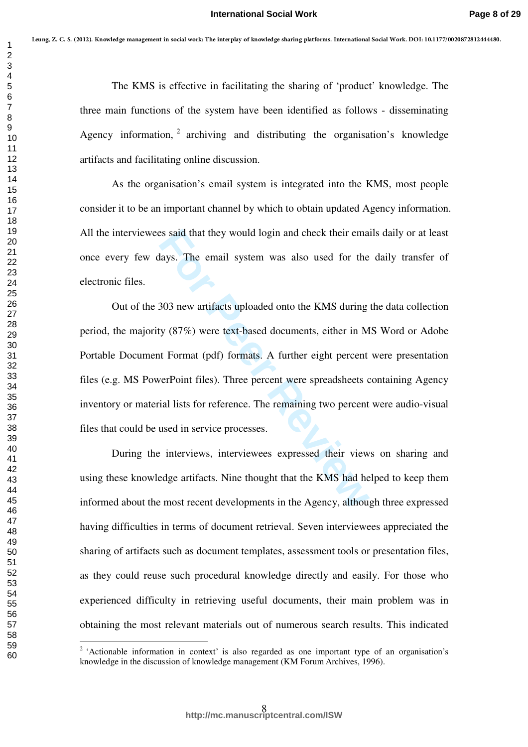The KMS is effective in facilitating the sharing of 'product' knowledge. The three main functions of the system have been identified as follows - disseminating Agency information, [2] archiving and distributing the organisation's knowledge artifacts and facilitating online discussion.

As the organisation's email system is integrated into the KMS, most people consider it to be an important channel by which to obtain updated Agency information. All the interviewees said that they would login and check their emails daily or at least once every few days. The email system was also used for the daily transfer of electronic files.

Out of the 303 new artifacts uploaded onto the KMS during the data collection period, the majority (87%) were text-based documents, either in MS Word or Adobe Portable Document Format (pdf) formats. A further eight percent were presentation files (e.g. MS PowerPoint files). Three percent were spreadsheets containing Agency inventory or material lists for reference. The remaining two percent were audio-visual files that could be used in service processes.

During the interviews, interviewees expressed their views on sharing and using these knowledge artifacts. Nine thought that the KMS had helped to keep them informed about the most recent developments in the Agency, although three expressed having difficulties in terms of document retrieval. Seven interviewees appreciated the sharing of artifacts such as document templates, assessment tools or presentation files, as they could reuse such procedural knowledge directly and easily. For those who experienced difficulty in retrieving useful documents, their main problem was in obtaining the most relevant materials out of numerous search results. This indicated

[2] 'Actionable information in context' is also regarded as one important type of an organisation's knowledge in the discussion of knowledge management (KM Forum Archives, 1996).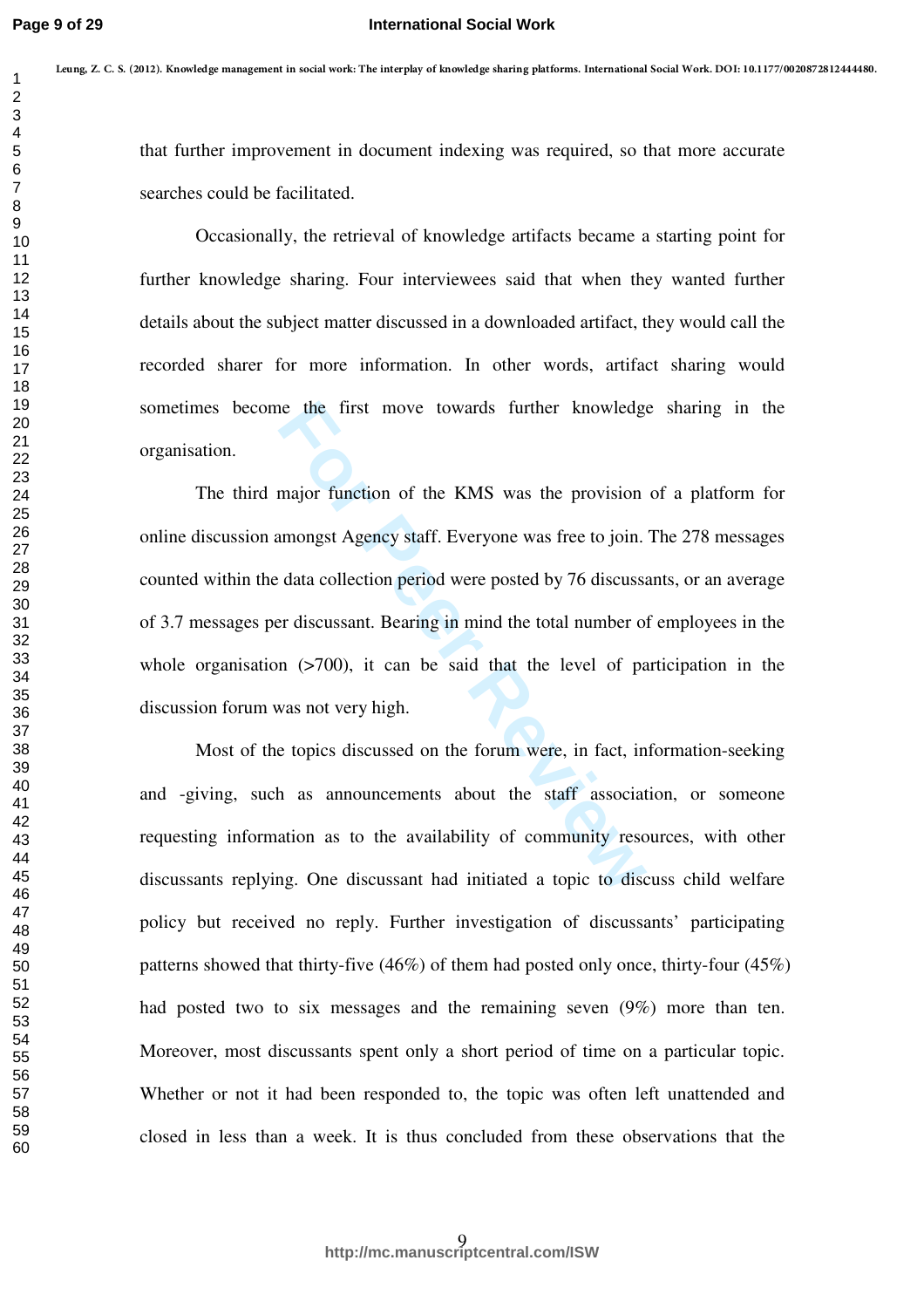that further improvement in document indexing was required, so that more accurate searches could be facilitated.

Occasionally, the retrieval of knowledge artifacts became a starting point for further knowledge sharing. Four interviewees said that when they wanted further details about the subject matter discussed in a downloaded artifact, they would call the recorded sharer for more information. In other words, artifact sharing would sometimes become the first move towards further knowledge sharing in the organisation.

The third major function of the KMS was the provision of a platform for online discussion amongst Agency staff. Everyone was free to join. The 278 messages counted within the data collection period were posted by 76 discussants, or an average of 3.7 messages per discussant. Bearing in mind the total number of employees in the whole organisation (>700), it can be said that the level of participation in the discussion forum was not very high.

Most of the topics discussed on the forum were, in fact, information-seeking and -giving, such as announcements about the staff association, or someone requesting information as to the availability of community resources, with other discussants replying. One discussant had initiated a topic to discuss child welfare policy but received no reply. Further investigation of discussants' participating patterns showed that thirty-five (46%) of them had posted only once, thirty-four (45%) had posted two to six messages and the remaining seven (9%) more than ten. Moreover, most discussants spent only a short period of time on a particular topic. Whether or not it had been responded to, the topic was often left unattended and closed in less than a week. It is thus concluded from these observations that the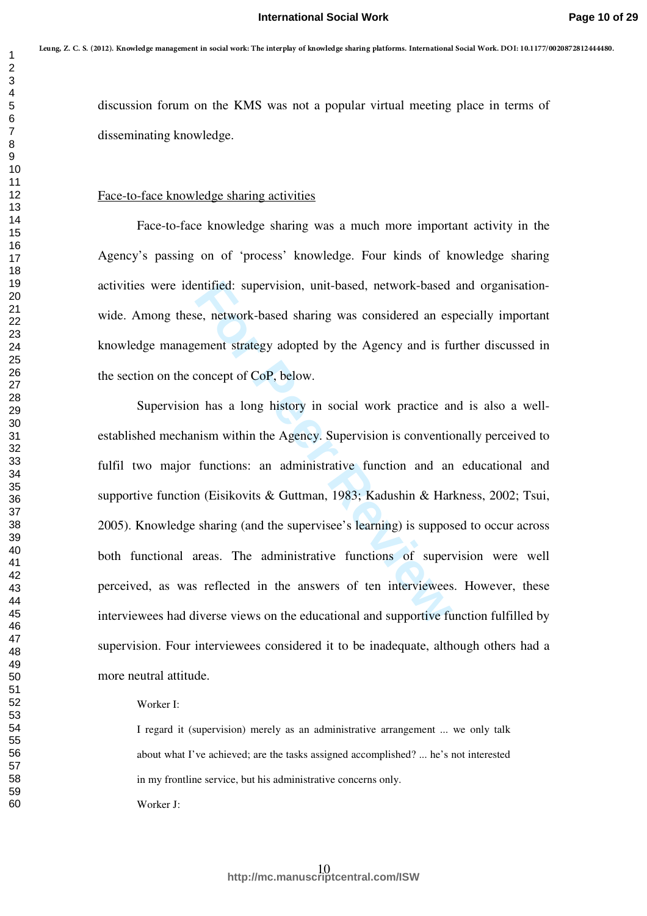discussion forum on the KMS was not a popular virtual meeting place in terms of disseminating knowledge.

Face-to-face knowledge sharing activities

Face-to-face knowledge sharing was a much more important activity in the Agency's passing on of 'process' knowledge. Four kinds of knowledge sharing activities were identified: supervision, unit-based, network-based and organisation-wide. Among these, network-based sharing was considered an especially important knowledge management strategy adopted by the Agency and is further discussed in the section on the concept of CoP, below.

Supervision has a long history in social work practice and is also a well-established mechanism within the Agency. Supervision is conventionally perceived to fulfil two major functions: an administrative function and an educational and supportive function (Eisikovits & Guttman, 1983; Kadushin & Harkness, 2002; Tsui, 2005). Knowledge sharing (and the supervisee's learning) is supposed to occur across both functional areas. The administrative functions of supervision were well perceived, as was reflected in the answers of ten interviewees. However, these interviewees had diverse views on the educational and supportive function fulfilled by supervision. Four interviewees considered it to be inadequate, although others had a more neutral attitude.

> Worker I:
>
> I regard it (supervision) merely as an administrative arrangement ... we only talk about what I've achieved; are the tasks assigned accomplished? ... he's not interested in my frontline service, but his administrative concerns only.
>
> Worker J: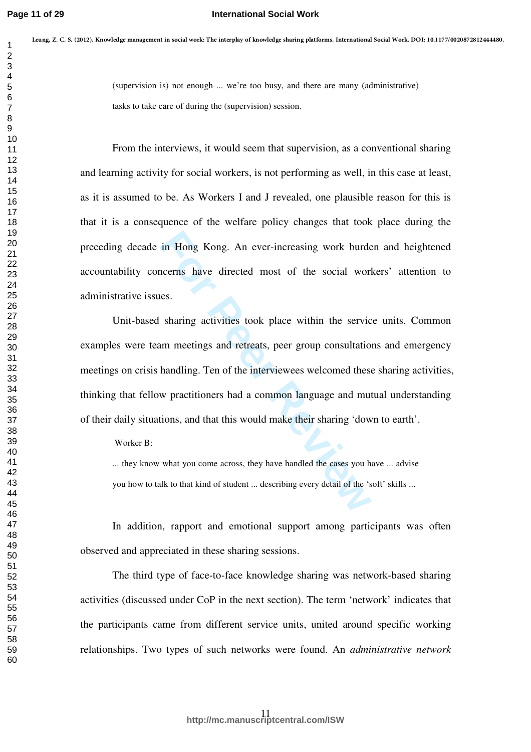(supervision is) not enough ... we're too busy, and there are many (administrative) tasks to take care of during the (supervision) session.

From the interviews, it would seem that supervision, as a conventional sharing and learning activity for social workers, is not performing as well, in this case at least, as it is assumed to be. As Workers I and J revealed, one plausible reason for this is that it is a consequence of the welfare policy changes that took place during the preceding decade in Hong Kong. An ever-increasing work burden and heightened accountability concerns have directed most of the social workers' attention to administrative issues.

Unit-based sharing activities took place within the service units. Common examples were team meetings and retreats, peer group consultations and emergency meetings on crisis handling. Ten of the interviewees welcomed these sharing activities, thinking that fellow practitioners had a common language and mutual understanding of their daily situations, and that this would make their sharing 'down to earth'.

Worker B:

... they know what you come across, they have handled the cases you have ... advise you how to talk to that kind of student ... describing every detail of the 'soft' skills ...

In addition, rapport and emotional support among participants was often observed and appreciated in these sharing sessions.

The third type of face-to-face knowledge sharing was network-based sharing activities (discussed under CoP in the next section). The term 'network' indicates that the participants came from different service units, united around specific working relationships. Two types of such networks were found. An *administrative network*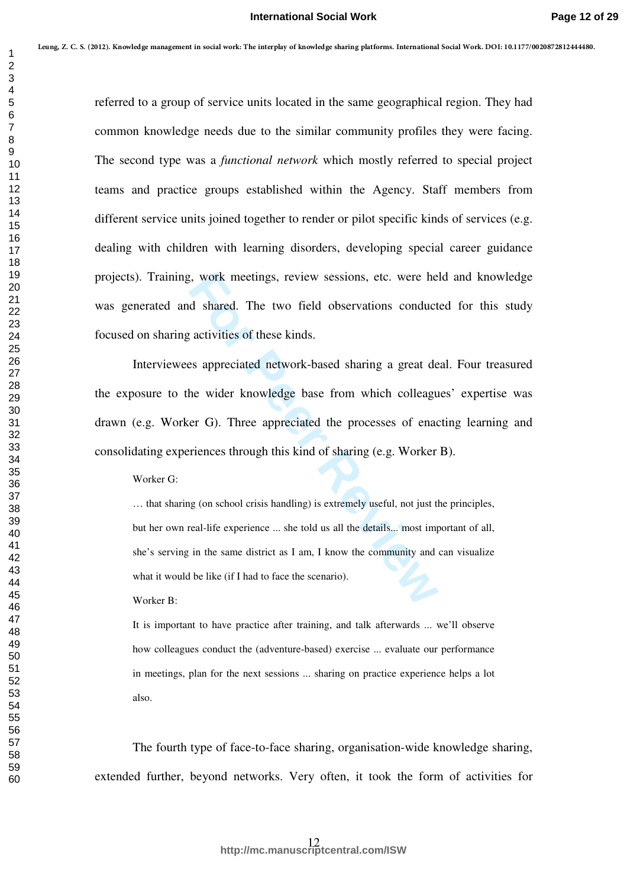referred to a group of service units located in the same geographical region. They had common knowledge needs due to the similar community profiles they were facing. The second type was a *functional network* which mostly referred to special project teams and practice groups established within the Agency. Staff members from different service units joined together to render or pilot specific kinds of services (e.g. dealing with children with learning disorders, developing special career guidance projects). Training, work meetings, review sessions, etc. were held and knowledge was generated and shared. The two field observations conducted for this study focused on sharing activities of these kinds.

Interviewees appreciated network-based sharing a great deal. Four treasured the exposure to the wider knowledge base from which colleagues' expertise was drawn (e.g. Worker G). Three appreciated the processes of enacting learning and consolidating experiences through this kind of sharing (e.g. Worker B).

> Worker G:
>
> … that sharing (on school crisis handling) is extremely useful, not just the principles, but her own real-life experience ... she told us all the details... most important of all, she's serving in the same district as I am, I know the community and can visualize what it would be like (if I had to face the scenario).
>
> Worker B:
>
> It is important to have practice after training, and talk afterwards ... we'll observe how colleagues conduct the (adventure-based) exercise ... evaluate our performance in meetings, plan for the next sessions ... sharing on practice experience helps a lot also.

The fourth type of face-to-face sharing, organisation-wide knowledge sharing, extended further, beyond networks. Very often, it took the form of activities for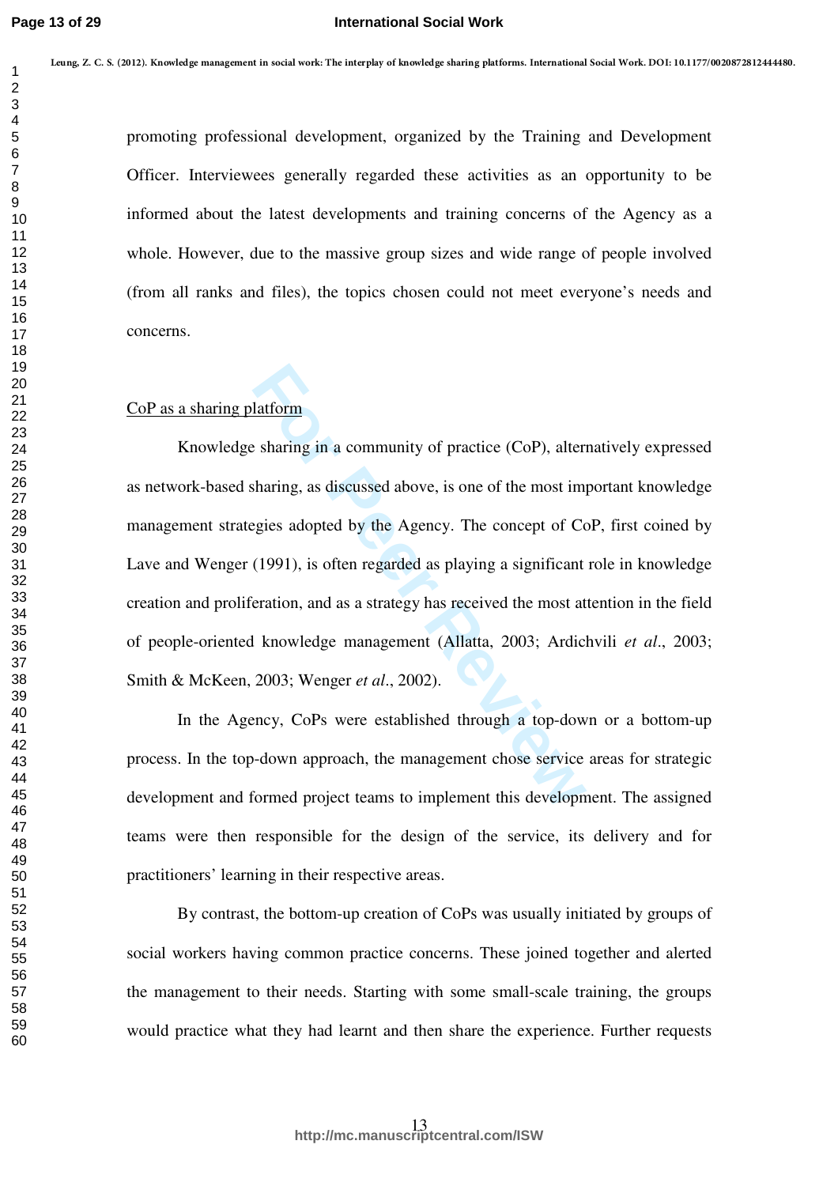promoting professional development, organized by the Training and Development Officer. Interviewees generally regarded these activities as an opportunity to be informed about the latest developments and training concerns of the Agency as a whole. However, due to the massive group sizes and wide range of people involved (from all ranks and files), the topics chosen could not meet everyone's needs and concerns.

CoP as a sharing platform

Knowledge sharing in a community of practice (CoP), alternatively expressed as network-based sharing, as discussed above, is one of the most important knowledge management strategies adopted by the Agency. The concept of CoP, first coined by Lave and Wenger (1991), is often regarded as playing a significant role in knowledge creation and proliferation, and as a strategy has received the most attention in the field of people-oriented knowledge management (Allatta, 2003; Ardichvili *et al*., 2003; Smith & McKeen, 2003; Wenger *et al*., 2002).

In the Agency, CoPs were established through a top-down or a bottom-up process. In the top-down approach, the management chose service areas for strategic development and formed project teams to implement this development. The assigned teams were then responsible for the design of the service, its delivery and for practitioners' learning in their respective areas.

By contrast, the bottom-up creation of CoPs was usually initiated by groups of social workers having common practice concerns. These joined together and alerted the management to their needs. Starting with some small-scale training, the groups would practice what they had learnt and then share the experience. Further requests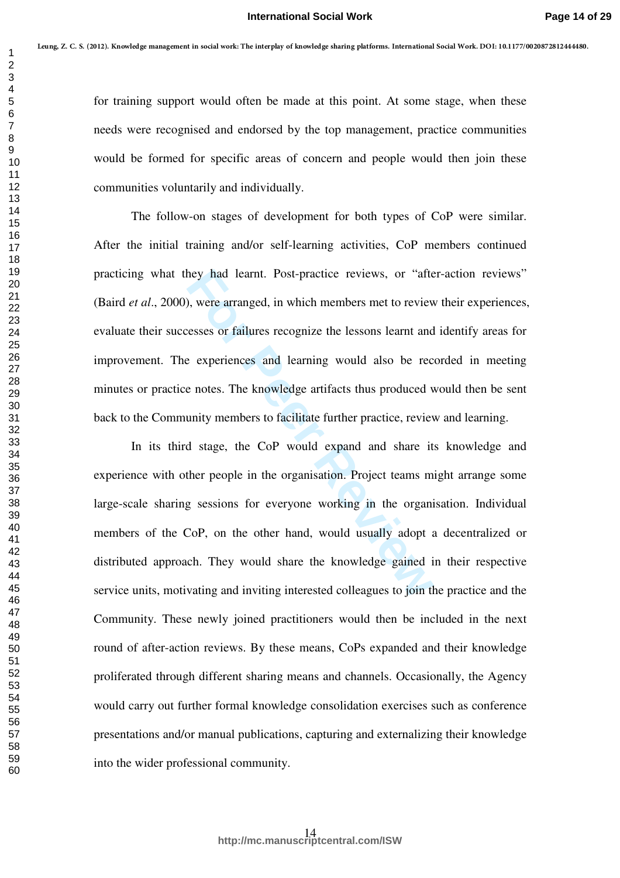for training support would often be made at this point. At some stage, when these needs were recognised and endorsed by the top management, practice communities would be formed for specific areas of concern and people would then join these communities voluntarily and individually.

The follow-on stages of development for both types of CoP were similar. After the initial training and/or self-learning activities, CoP members continued practicing what they had learnt. Post-practice reviews, or "after-action reviews" (Baird *et al*., 2000), were arranged, in which members met to review their experiences, evaluate their successes or failures recognize the lessons learnt and identify areas for improvement. The experiences and learning would also be recorded in meeting minutes or practice notes. The knowledge artifacts thus produced would then be sent back to the Community members to facilitate further practice, review and learning.

In its third stage, the CoP would expand and share its knowledge and experience with other people in the organisation. Project teams might arrange some large-scale sharing sessions for everyone working in the organisation. Individual members of the CoP, on the other hand, would usually adopt a decentralized or distributed approach. They would share the knowledge gained in their respective service units, motivating and inviting interested colleagues to join the practice and the Community. These newly joined practitioners would then be included in the next round of after-action reviews. By these means, CoPs expanded and their knowledge proliferated through different sharing means and channels. Occasionally, the Agency would carry out further formal knowledge consolidation exercises such as conference presentations and/or manual publications, capturing and externalizing their knowledge into the wider professional community.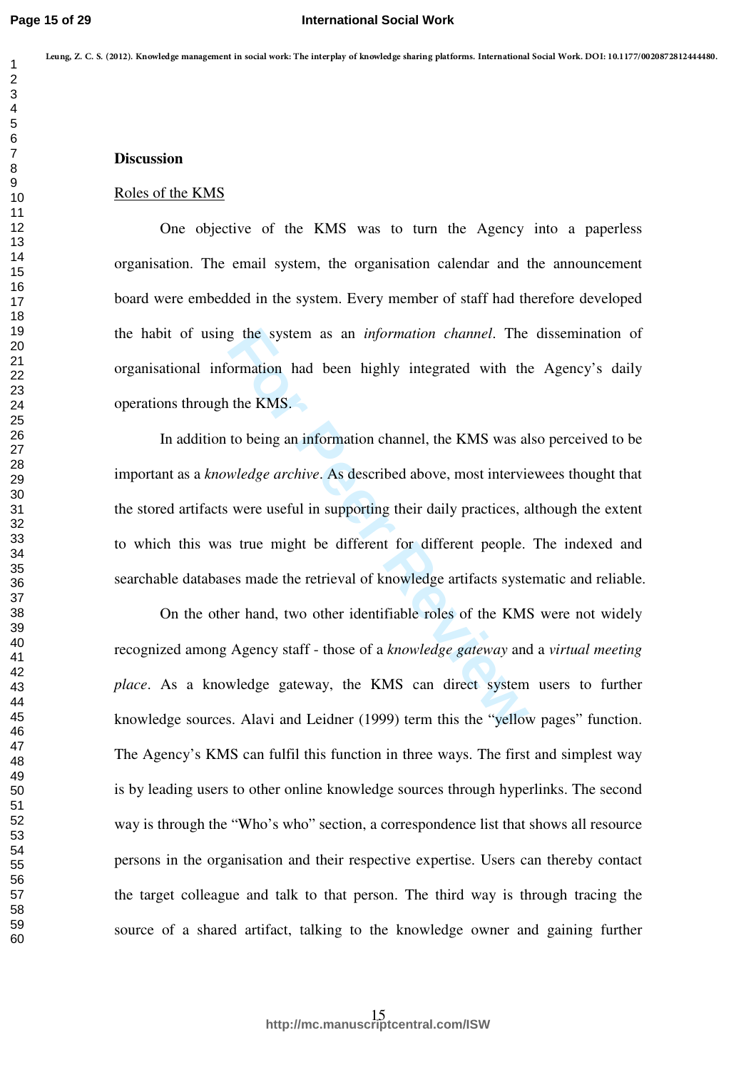## Discussion

Roles of the KMS

One objective of the KMS was to turn the Agency into a paperless organisation. The email system, the organisation calendar and the announcement board were embedded in the system. Every member of staff had therefore developed the habit of using the system as an *information channel*. The dissemination of organisational information had been highly integrated with the Agency's daily operations through the KMS.

In addition to being an information channel, the KMS was also perceived to be important as a *knowledge archive*. As described above, most interviewees thought that the stored artifacts were useful in supporting their daily practices, although the extent to which this was true might be different for different people. The indexed and searchable databases made the retrieval of knowledge artifacts systematic and reliable.

On the other hand, two other identifiable roles of the KMS were not widely recognized among Agency staff - those of a *knowledge gateway* and a *virtual meeting place*. As a knowledge gateway, the KMS can direct system users to further knowledge sources. Alavi and Leidner (1999) term this the "yellow pages" function. The Agency's KMS can fulfil this function in three ways. The first and simplest way is by leading users to other online knowledge sources through hyperlinks. The second way is through the "Who's who" section, a correspondence list that shows all resource persons in the organisation and their respective expertise. Users can thereby contact the target colleague and talk to that person. The third way is through tracing the source of a shared artifact, talking to the knowledge owner and gaining further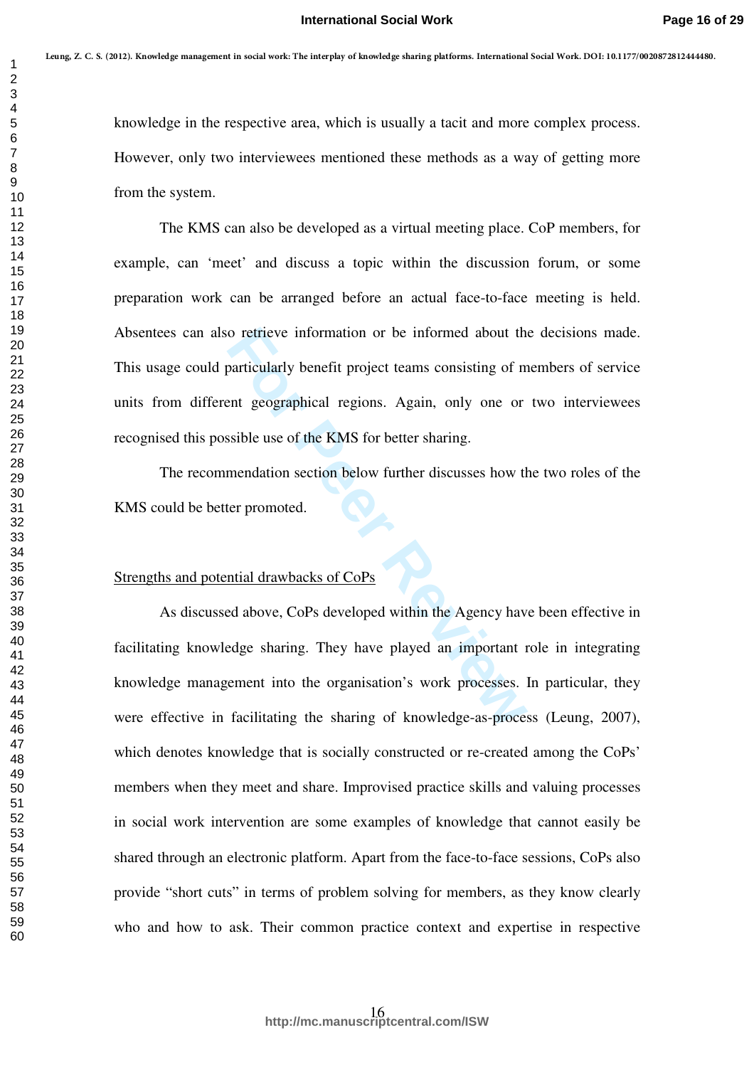knowledge in the respective area, which is usually a tacit and more complex process. However, only two interviewees mentioned these methods as a way of getting more from the system.

The KMS can also be developed as a virtual meeting place. CoP members, for example, can 'meet' and discuss a topic within the discussion forum, or some preparation work can be arranged before an actual face-to-face meeting is held. Absentees can also retrieve information or be informed about the decisions made. This usage could particularly benefit project teams consisting of members of service units from different geographical regions. Again, only one or two interviewees recognised this possible use of the KMS for better sharing.

The recommendation section below further discusses how the two roles of the KMS could be better promoted.

## Strengths and potential drawbacks of CoPs

As discussed above, CoPs developed within the Agency have been effective in facilitating knowledge sharing. They have played an important role in integrating knowledge management into the organisation's work processes. In particular, they were effective in facilitating the sharing of knowledge-as-process (Leung, 2007), which denotes knowledge that is socially constructed or re-created among the CoPs' members when they meet and share. Improvised practice skills and valuing processes in social work intervention are some examples of knowledge that cannot easily be shared through an electronic platform. Apart from the face-to-face sessions, CoPs also provide "short cuts" in terms of problem solving for members, as they know clearly who and how to ask. Their common practice context and expertise in respective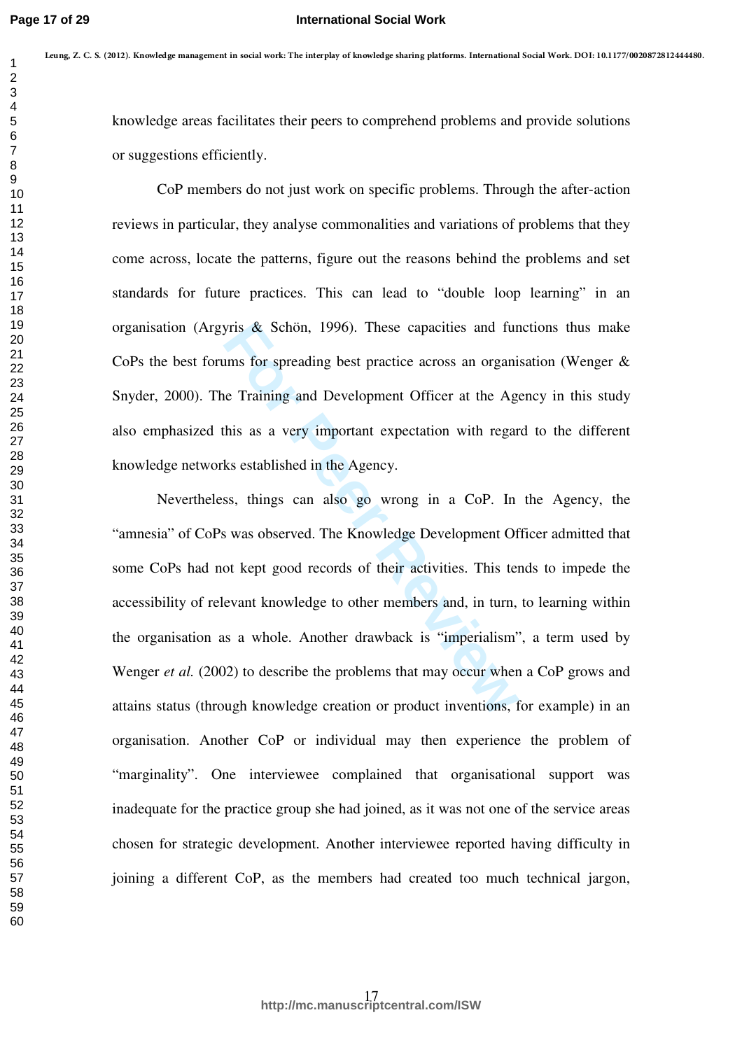knowledge areas facilitates their peers to comprehend problems and provide solutions or suggestions efficiently.

CoP members do not just work on specific problems. Through the after-action reviews in particular, they analyse commonalities and variations of problems that they come across, locate the patterns, figure out the reasons behind the problems and set standards for future practices. This can lead to "double loop learning" in an organisation (Argyris & Schön, 1996). These capacities and functions thus make CoPs the best forums for spreading best practice across an organisation (Wenger & Snyder, 2000). The Training and Development Officer at the Agency in this study also emphasized this as a very important expectation with regard to the different knowledge networks established in the Agency.

Nevertheless, things can also go wrong in a CoP. In the Agency, the "amnesia" of CoPs was observed. The Knowledge Development Officer admitted that some CoPs had not kept good records of their activities. This tends to impede the accessibility of relevant knowledge to other members and, in turn, to learning within the organisation as a whole. Another drawback is "imperialism", a term used by Wenger *et al.* (2002) to describe the problems that may occur when a CoP grows and attains status (through knowledge creation or product inventions, for example) in an organisation. Another CoP or individual may then experience the problem of "marginality". One interviewee complained that organisational support was inadequate for the practice group she had joined, as it was not one of the service areas chosen for strategic development. Another interviewee reported having difficulty in joining a different CoP, as the members had created too much technical jargon,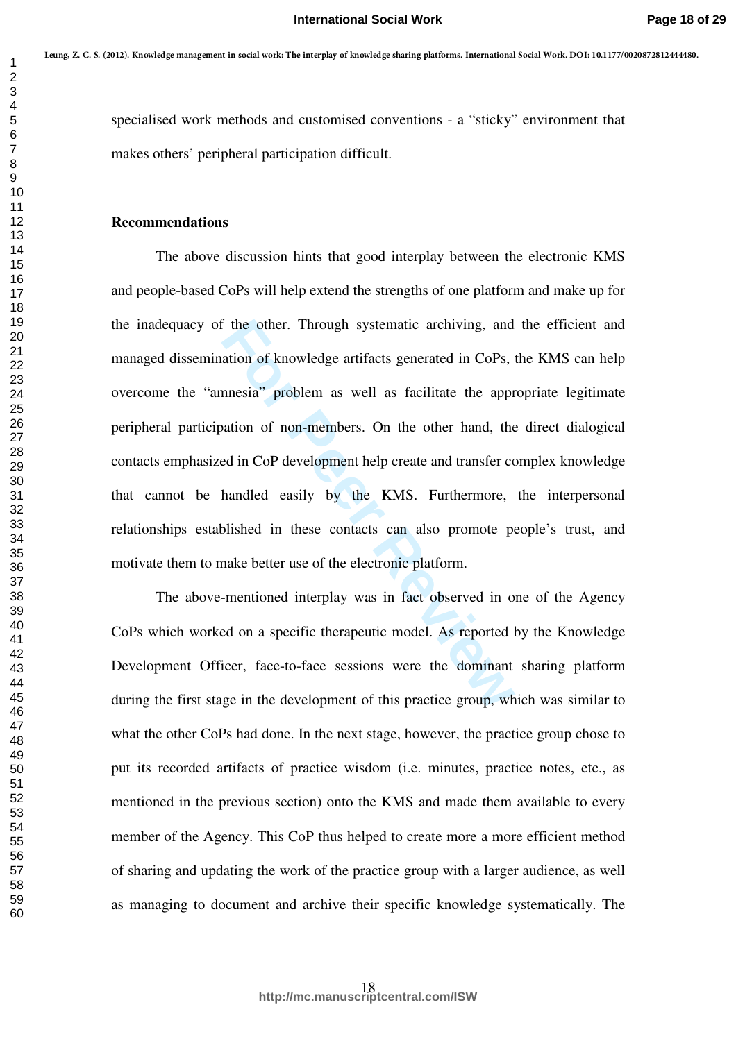specialised work methods and customised conventions - a "sticky" environment that makes others' peripheral participation difficult.

## Recommendations

The above discussion hints that good interplay between the electronic KMS and people-based CoPs will help extend the strengths of one platform and make up for the inadequacy of the other. Through systematic archiving, and the efficient and managed dissemination of knowledge artifacts generated in CoPs, the KMS can help overcome the "amnesia" problem as well as facilitate the appropriate legitimate peripheral participation of non-members. On the other hand, the direct dialogical contacts emphasized in CoP development help create and transfer complex knowledge that cannot be handled easily by the KMS. Furthermore, the interpersonal relationships established in these contacts can also promote people's trust, and motivate them to make better use of the electronic platform.

The above-mentioned interplay was in fact observed in one of the Agency CoPs which worked on a specific therapeutic model. As reported by the Knowledge Development Officer, face-to-face sessions were the dominant sharing platform during the first stage in the development of this practice group, which was similar to what the other CoPs had done. In the next stage, however, the practice group chose to put its recorded artifacts of practice wisdom (i.e. minutes, practice notes, etc., as mentioned in the previous section) onto the KMS and made them available to every member of the Agency. This CoP thus helped to create more a more efficient method of sharing and updating the work of the practice group with a larger audience, as well as managing to document and archive their specific knowledge systematically. The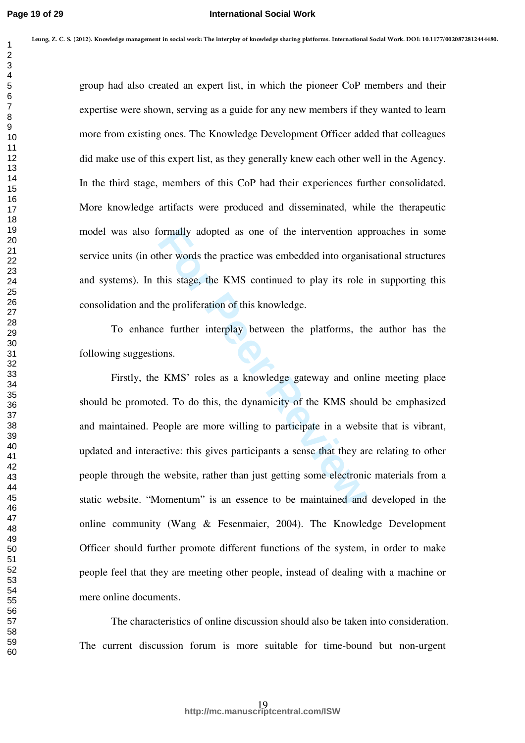group had also created an expert list, in which the pioneer CoP members and their expertise were shown, serving as a guide for any new members if they wanted to learn more from existing ones. The Knowledge Development Officer added that colleagues did make use of this expert list, as they generally knew each other well in the Agency. In the third stage, members of this CoP had their experiences further consolidated. More knowledge artifacts were produced and disseminated, while the therapeutic model was also formally adopted as one of the intervention approaches in some service units (in other words the practice was embedded into organisational structures and systems). In this stage, the KMS continued to play its role in supporting this consolidation and the proliferation of this knowledge.

To enhance further interplay between the platforms, the author has the following suggestions.

Firstly, the KMS' roles as a knowledge gateway and online meeting place should be promoted. To do this, the dynamicity of the KMS should be emphasized and maintained. People are more willing to participate in a website that is vibrant, updated and interactive: this gives participants a sense that they are relating to other people through the website, rather than just getting some electronic materials from a static website. "Momentum" is an essence to be maintained and developed in the online community (Wang & Fesenmaier, 2004). The Knowledge Development Officer should further promote different functions of the system, in order to make people feel that they are meeting other people, instead of dealing with a machine or mere online documents.

The characteristics of online discussion should also be taken into consideration. The current discussion forum is more suitable for time-bound but non-urgent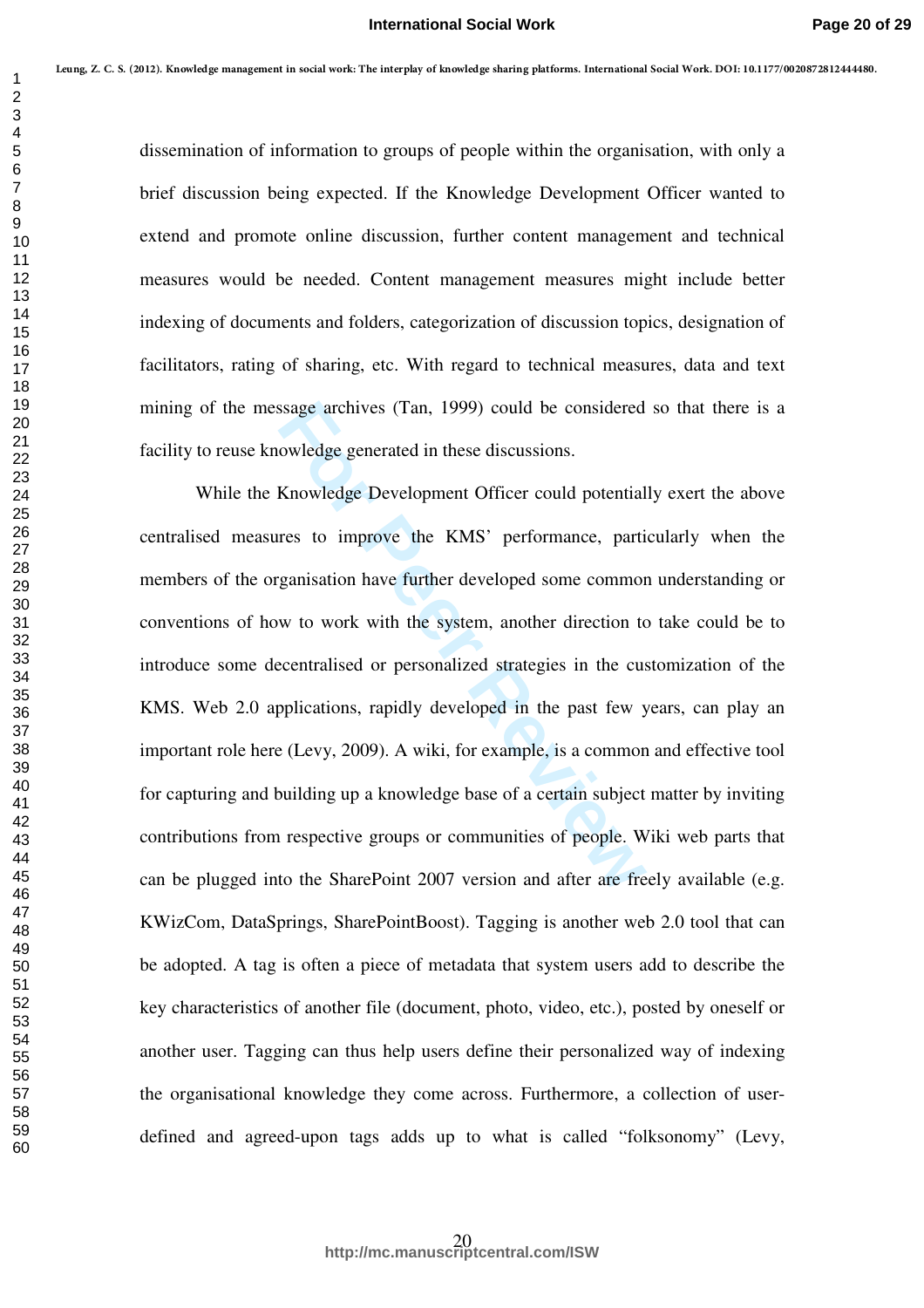dissemination of information to groups of people within the organisation, with only a brief discussion being expected. If the Knowledge Development Officer wanted to extend and promote online discussion, further content management and technical measures would be needed. Content management measures might include better indexing of documents and folders, categorization of discussion topics, designation of facilitators, rating of sharing, etc. With regard to technical measures, data and text mining of the message archives (Tan, 1999) could be considered so that there is a facility to reuse knowledge generated in these discussions.

While the Knowledge Development Officer could potentially exert the above centralised measures to improve the KMS' performance, particularly when the members of the organisation have further developed some common understanding or conventions of how to work with the system, another direction to take could be to introduce some decentralised or personalized strategies in the customization of the KMS. Web 2.0 applications, rapidly developed in the past few years, can play an important role here (Levy, 2009). A wiki, for example, is a common and effective tool for capturing and building up a knowledge base of a certain subject matter by inviting contributions from respective groups or communities of people. Wiki web parts that can be plugged into the SharePoint 2007 version and after are freely available (e.g. KWizCom, DataSprings, SharePointBoost). Tagging is another web 2.0 tool that can be adopted. A tag is often a piece of metadata that system users add to describe the key characteristics of another file (document, photo, video, etc.), posted by oneself or another user. Tagging can thus help users define their personalized way of indexing the organisational knowledge they come across. Furthermore, a collection of user-defined and agreed-upon tags adds up to what is called "folksonomy" (Levy,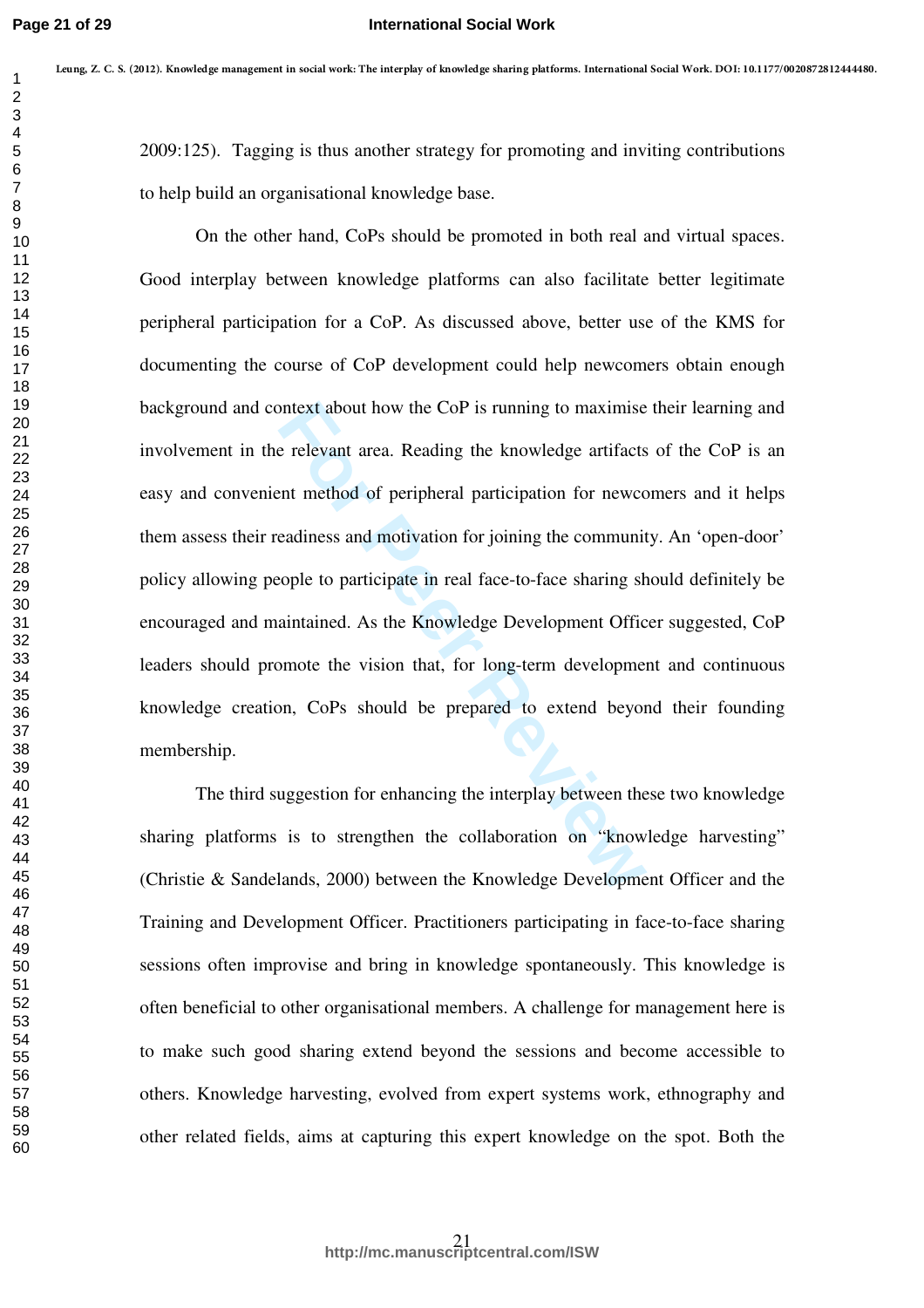2009:125). Tagging is thus another strategy for promoting and inviting contributions to help build an organisational knowledge base.

On the other hand, CoPs should be promoted in both real and virtual spaces. Good interplay between knowledge platforms can also facilitate better legitimate peripheral participation for a CoP. As discussed above, better use of the KMS for documenting the course of CoP development could help newcomers obtain enough background and context about how the CoP is running to maximise their learning and involvement in the relevant area. Reading the knowledge artifacts of the CoP is an easy and convenient method of peripheral participation for newcomers and it helps them assess their readiness and motivation for joining the community. An 'open-door' policy allowing people to participate in real face-to-face sharing should definitely be encouraged and maintained. As the Knowledge Development Officer suggested, CoP leaders should promote the vision that, for long-term development and continuous knowledge creation, CoPs should be prepared to extend beyond their founding membership.

The third suggestion for enhancing the interplay between these two knowledge sharing platforms is to strengthen the collaboration on "knowledge harvesting" (Christie & Sandelands, 2000) between the Knowledge Development Officer and the Training and Development Officer. Practitioners participating in face-to-face sharing sessions often improvise and bring in knowledge spontaneously. This knowledge is often beneficial to other organisational members. A challenge for management here is to make such good sharing extend beyond the sessions and become accessible to others. Knowledge harvesting, evolved from expert systems work, ethnography and other related fields, aims at capturing this expert knowledge on the spot. Both the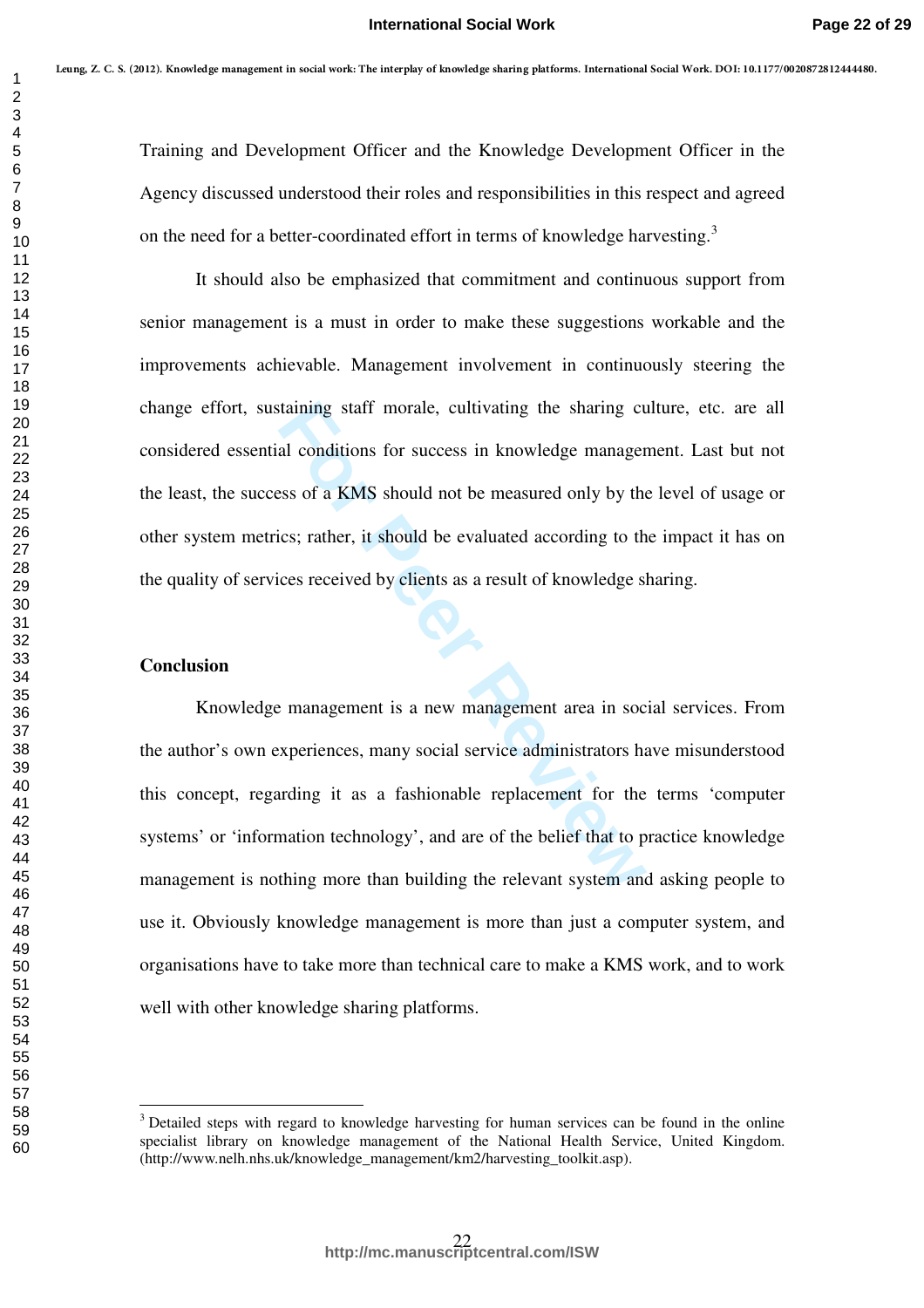Training and Development Officer and the Knowledge Development Officer in the Agency discussed understood their roles and responsibilities in this respect and agreed on the need for a better-coordinated effort in terms of knowledge harvesting.[3]

It should also be emphasized that commitment and continuous support from senior management is a must in order to make these suggestions workable and the improvements achievable. Management involvement in continuously steering the change effort, sustaining staff morale, cultivating the sharing culture, etc. are all considered essential conditions for success in knowledge management. Last but not the least, the success of a KMS should not be measured only by the level of usage or other system metrics; rather, it should be evaluated according to the impact it has on the quality of services received by clients as a result of knowledge sharing.

## Conclusion

Knowledge management is a new management area in social services. From the author's own experiences, many social service administrators have misunderstood this concept, regarding it as a fashionable replacement for the terms 'computer systems' or 'information technology', and are of the belief that to practice knowledge management is nothing more than building the relevant system and asking people to use it. Obviously knowledge management is more than just a computer system, and organisations have to take more than technical care to make a KMS work, and to work well with other knowledge sharing platforms.

---

[3] Detailed steps with regard to knowledge harvesting for human services can be found in the online specialist library on knowledge management of the National Health Service, United Kingdom. (http://www.nelh.nhs.uk/knowledge_management/km2/harvesting_toolkit.asp).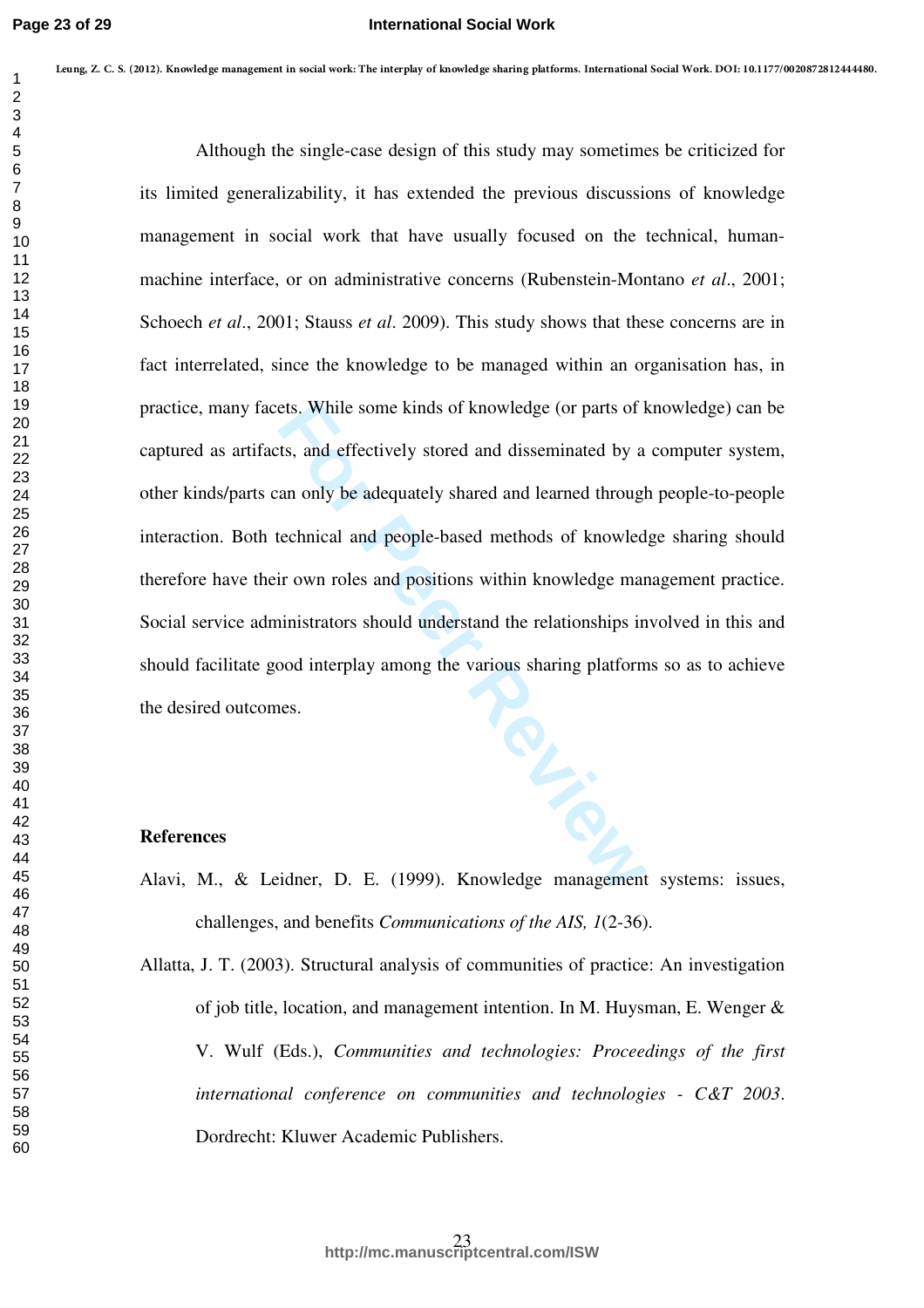Although the single-case design of this study may sometimes be criticized for its limited generalizability, it has extended the previous discussions of knowledge management in social work that have usually focused on the technical, human-machine interface, or on administrative concerns (Rubenstein-Montano *et al*., 2001; Schoech *et al*., 2001; Stauss *et al*. 2009). This study shows that these concerns are in fact interrelated, since the knowledge to be managed within an organisation has, in practice, many facets. While some kinds of knowledge (or parts of knowledge) can be captured as artifacts, and effectively stored and disseminated by a computer system, other kinds/parts can only be adequately shared and learned through people-to-people interaction. Both technical and people-based methods of knowledge sharing should therefore have their own roles and positions within knowledge management practice. Social service administrators should understand the relationships involved in this and should facilitate good interplay among the various sharing platforms so as to achieve the desired outcomes.

## References

Alavi, M., & Leidner, D. E. (1999). Knowledge management systems: issues, challenges, and benefits *Communications of the AIS, 1*(2-36).

Allatta, J. T. (2003). Structural analysis of communities of practice: An investigation of job title, location, and management intention. In M. Huysman, E. Wenger & V. Wulf (Eds.), *Communities and technologies: Proceedings of the first international conference on communities and technologies - C&T 2003*. Dordrecht: Kluwer Academic Publishers.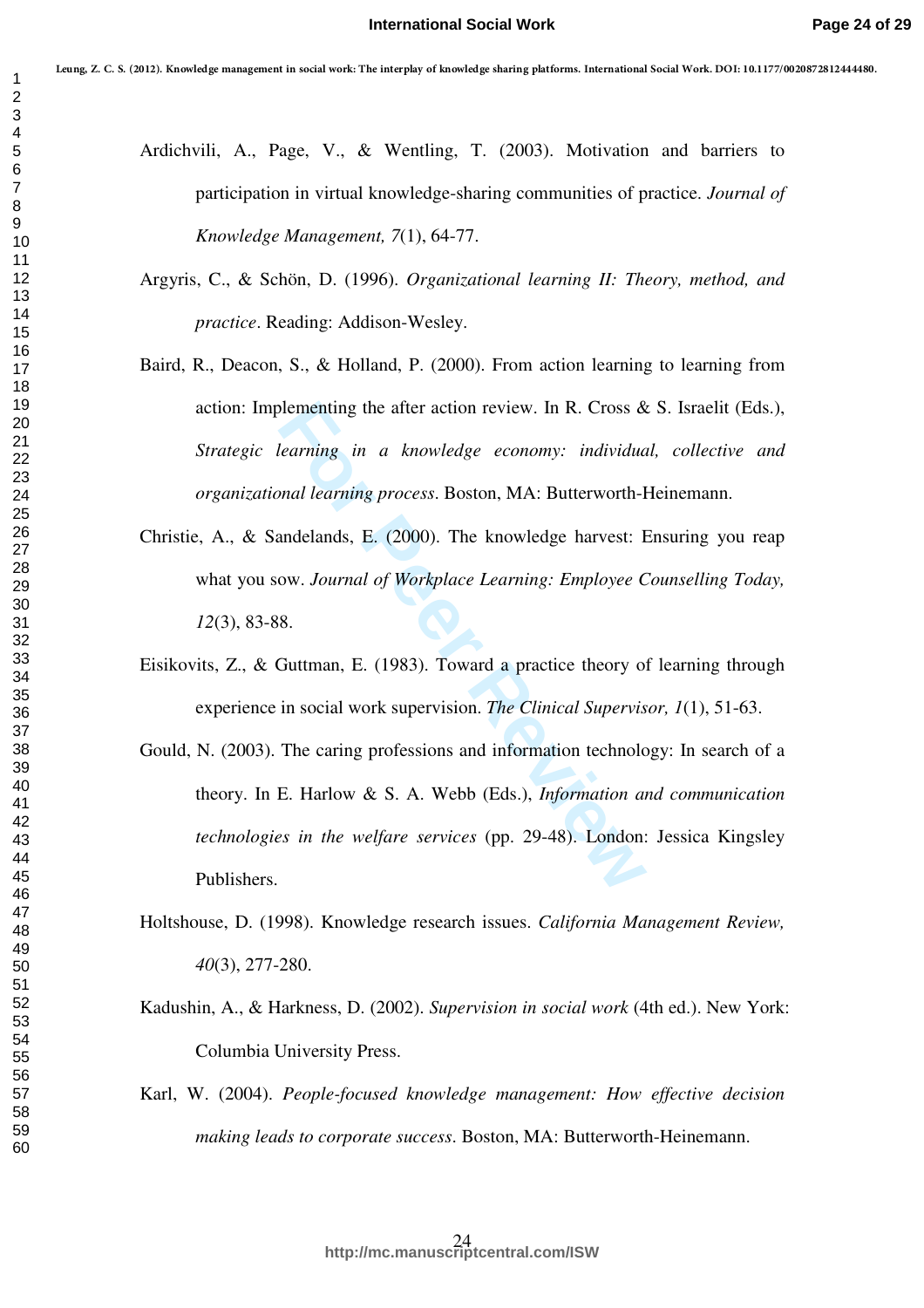Ardichvili, A., Page, V., & Wentling, T. (2003). Motivation and barriers to participation in virtual knowledge-sharing communities of practice. *Journal of Knowledge Management, 7*(1), 64-77.

Argyris, C., & Schön, D. (1996). *Organizational learning II: Theory, method, and practice*. Reading: Addison-Wesley.

Baird, R., Deacon, S., & Holland, P. (2000). From action learning to learning from action: Implementing the after action review. In R. Cross & S. Israelit (Eds.), *Strategic learning in a knowledge economy: individual, collective and organizational learning process*. Boston, MA: Butterworth-Heinemann.

Christie, A., & Sandelands, E. (2000). The knowledge harvest: Ensuring you reap what you sow. *Journal of Workplace Learning: Employee Counselling Today, 12*(3), 83-88.

Eisikovits, Z., & Guttman, E. (1983). Toward a practice theory of learning through experience in social work supervision. *The Clinical Supervisor, 1*(1), 51-63.

Gould, N. (2003). The caring professions and information technology: In search of a theory. In E. Harlow & S. A. Webb (Eds.), *Information and communication technologies in the welfare services* (pp. 29-48). London: Jessica Kingsley Publishers.

Holtshouse, D. (1998). Knowledge research issues. *California Management Review, 40*(3), 277-280.

Kadushin, A., & Harkness, D. (2002). *Supervision in social work* (4th ed.). New York: Columbia University Press.

Karl, W. (2004). *People-focused knowledge management: How effective decision making leads to corporate success*. Boston, MA: Butterworth-Heinemann.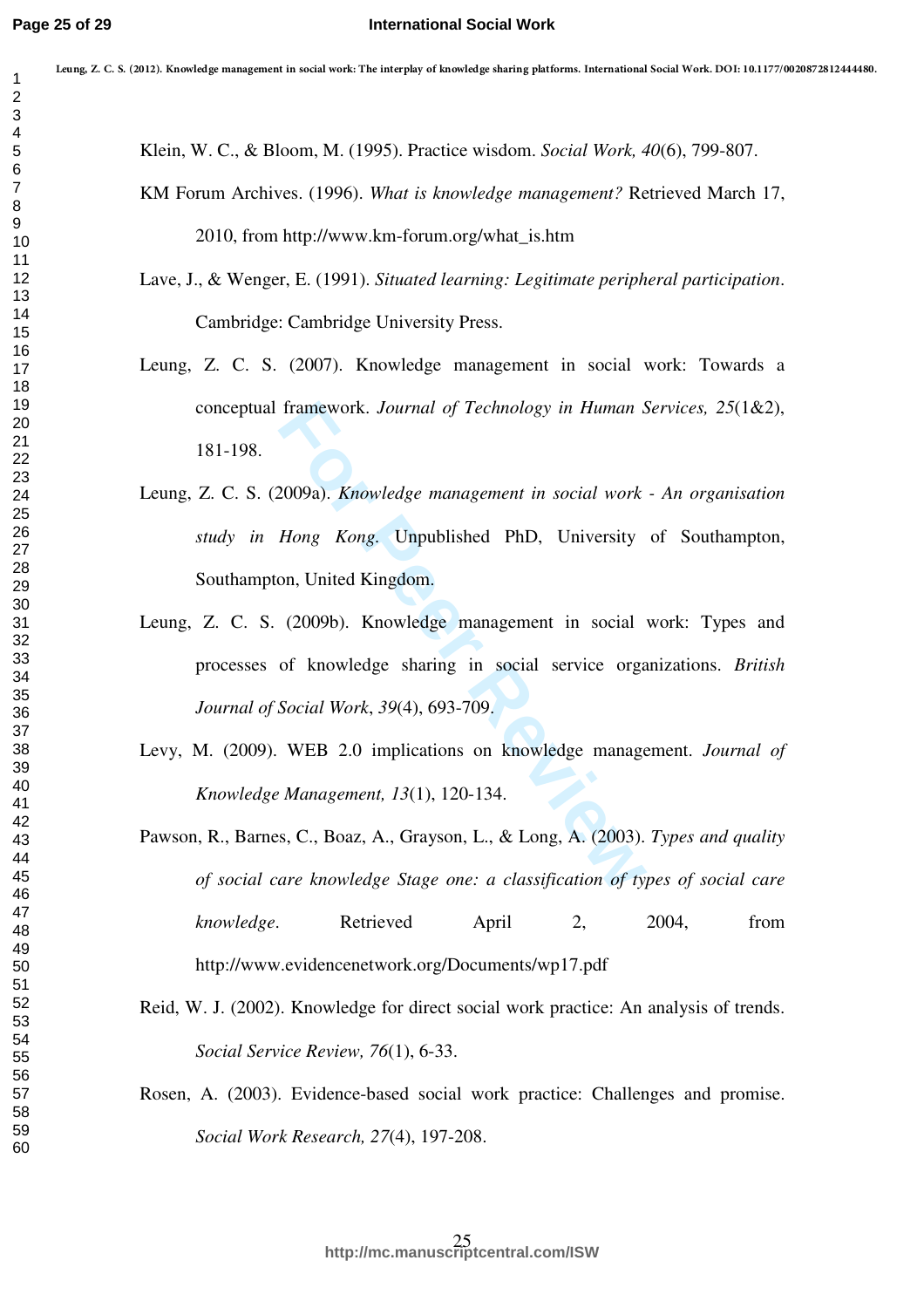Klein, W. C., & Bloom, M. (1995). Practice wisdom. *Social Work, 40*(6), 799-807.

KM Forum Archives. (1996). *What is knowledge management?* Retrieved March 17, 2010, from http://www.km-forum.org/what_is.htm

Lave, J., & Wenger, E. (1991). *Situated learning: Legitimate peripheral participation*. Cambridge: Cambridge University Press.

Leung, Z. C. S. (2007). Knowledge management in social work: Towards a conceptual framework. *Journal of Technology in Human Services, 25*(1&2), 181-198.

Leung, Z. C. S. (2009a). *Knowledge management in social work - An organisation study in Hong Kong.* Unpublished PhD, University of Southampton, Southampton, United Kingdom.

Leung, Z. C. S. (2009b). Knowledge management in social work: Types and processes of knowledge sharing in social service organizations. *British Journal of Social Work*, *39*(4), 693-709.

Levy, M. (2009). WEB 2.0 implications on knowledge management. *Journal of Knowledge Management, 13*(1), 120-134.

Pawson, R., Barnes, C., Boaz, A., Grayson, L., & Long, A. (2003). *Types and quality of social care knowledge Stage one: a classification of types of social care knowledge*. Retrieved April 2, 2004, from http://www.evidencenetwork.org/Documents/wp17.pdf

Reid, W. J. (2002). Knowledge for direct social work practice: An analysis of trends. *Social Service Review, 76*(1), 6-33.

Rosen, A. (2003). Evidence-based social work practice: Challenges and promise. *Social Work Research, 27*(4), 197-208.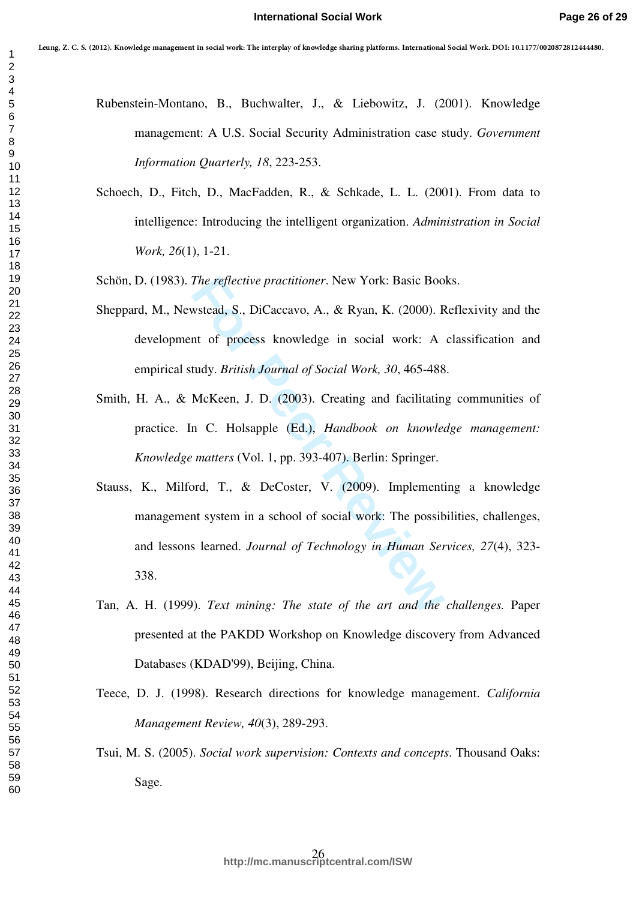Rubenstein-Montano, B., Buchwalter, J., & Liebowitz, J. (2001). Knowledge management: A U.S. Social Security Administration case study. *Government Information Quarterly, 18*, 223-253.

Schoech, D., Fitch, D., MacFadden, R., & Schkade, L. L. (2001). From data to intelligence: Introducing the intelligent organization. *Administration in Social Work, 26*(1), 1-21.

Schön, D. (1983). *The reflective practitioner*. New York: Basic Books.

Sheppard, M., Newstead, S., DiCaccavo, A., & Ryan, K. (2000). Reflexivity and the development of process knowledge in social work: A classification and empirical study. *British Journal of Social Work, 30*, 465-488.

Smith, H. A., & McKeen, J. D. (2003). Creating and facilitating communities of practice. In C. Holsapple (Ed.), *Handbook on knowledge management: Knowledge matters* (Vol. 1, pp. 393-407). Berlin: Springer.

Stauss, K., Milford, T., & DeCoster, V. (2009). Implementing a knowledge management system in a school of social work: The possibilities, challenges, and lessons learned. *Journal of Technology in Human Services, 27*(4), 323-338.

Tan, A. H. (1999). *Text mining: The state of the art and the challenges.* Paper presented at the PAKDD Workshop on Knowledge discovery from Advanced Databases (KDAD'99), Beijing, China.

Teece, D. J. (1998). Research directions for knowledge management. *California Management Review, 40*(3), 289-293.

Tsui, M. S. (2005). *Social work supervision: Contexts and concepts*. Thousand Oaks: Sage.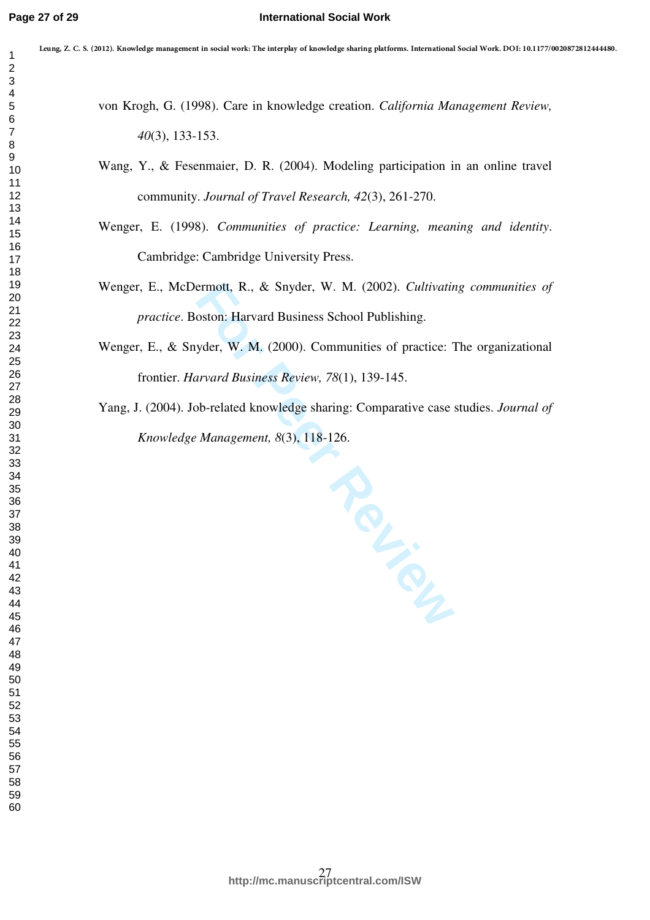von Krogh, G. (1998). Care in knowledge creation. *California Management Review, 40*(3), 133-153.

Wang, Y., & Fesenmaier, D. R. (2004). Modeling participation in an online travel community. *Journal of Travel Research, 42*(3), 261-270.

Wenger, E. (1998). *Communities of practice: Learning, meaning and identity*. Cambridge: Cambridge University Press.

Wenger, E., McDermott, R., & Snyder, W. M. (2002). *Cultivating communities of practice*. Boston: Harvard Business School Publishing.

Wenger, E., & Snyder, W. M. (2000). Communities of practice: The organizational frontier. *Harvard Business Review, 78*(1), 139-145.

Yang, J. (2004). Job-related knowledge sharing: Comparative case studies. *Journal of Knowledge Management, 8*(3), 118-126.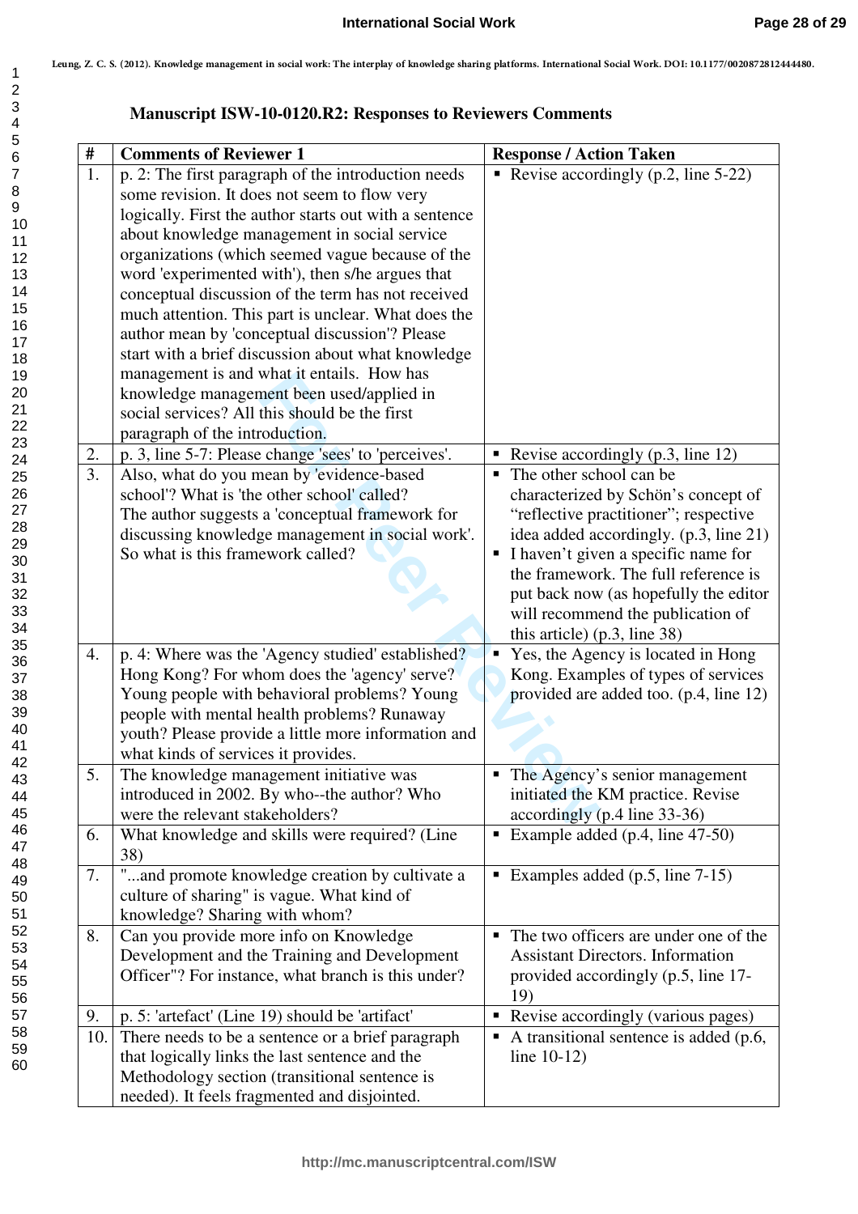Leung, Z. C. S. (2012). Knowledge management in social work: The interplay of knowledge sharing platforms. International Social Work. DOI: 10.1177/0020872812444480.

## Manuscript ISW-10-0120.R2: Responses to Reviewers Comments

| # | Comments of Reviewer 1 | Response / Action Taken |
|---|---|---|
| 1. | p. 2: The first paragraph of the introduction needs some revision. It does not seem to flow very logically. First the author starts out with a sentence about knowledge management in social service organizations (which seemed vague because of the word 'experimented with'), then s/he argues that conceptual discussion of the term has not received much attention. This part is unclear. What does the author mean by 'conceptual discussion'? Please start with a brief discussion about what knowledge management is and what it entails. How has knowledge management been used/applied in social services? All this should be the first paragraph of the introduction. | ▪ Revise accordingly (p.2, line 5-22) |
| 2. | p. 3, line 5-7: Please change 'sees' to 'perceives'. | ▪ Revise accordingly (p.3, line 12) |
| 3. | Also, what do you mean by 'evidence-based school'? What is 'the other school' called? The author suggests a 'conceptual framework for discussing knowledge management in social work'. So what is this framework called? | ▪ The other school can be characterized by Schön's concept of "reflective practitioner"; respective idea added accordingly. (p.3, line 21) ▪ I haven't given a specific name for the framework. The full reference is put back now (as hopefully the editor will recommend the publication of this article) (p.3, line 38) |
| 4. | p. 4: Where was the 'Agency studied' established? Hong Kong? For whom does the 'agency' serve? Young people with behavioral problems? Young people with mental health problems? Runaway youth? Please provide a little more information and what kinds of services it provides. | ▪ Yes, the Agency is located in Hong Kong. Examples of types of services provided are added too. (p.4, line 12) |
| 5. | The knowledge management initiative was introduced in 2002. By who--the author? Who were the relevant stakeholders? | ▪ The Agency's senior management initiated the KM practice. Revise accordingly (p.4 line 33-36) |
| 6. | What knowledge and skills were required? (Line 38) | ▪ Example added (p.4, line 47-50) |
| 7. | "...and promote knowledge creation by cultivate a culture of sharing" is vague. What kind of knowledge? Sharing with whom? | ▪ Examples added (p.5, line 7-15) |
| 8. | Can you provide more info on Knowledge Development and the Training and Development Officer"? For instance, what branch is this under? | ▪ The two officers are under one of the Assistant Directors. Information provided accordingly (p.5, line 17-19) |
| 9. | p. 5: 'artefact' (Line 19) should be 'artifact' | ▪ Revise accordingly (various pages) |
| 10. | There needs to be a sentence or a brief paragraph that logically links the last sentence and the Methodology section (transitional sentence is needed). It feels fragmented and disjointed. | ▪ A transitional sentence is added (p.6, line 10-12) |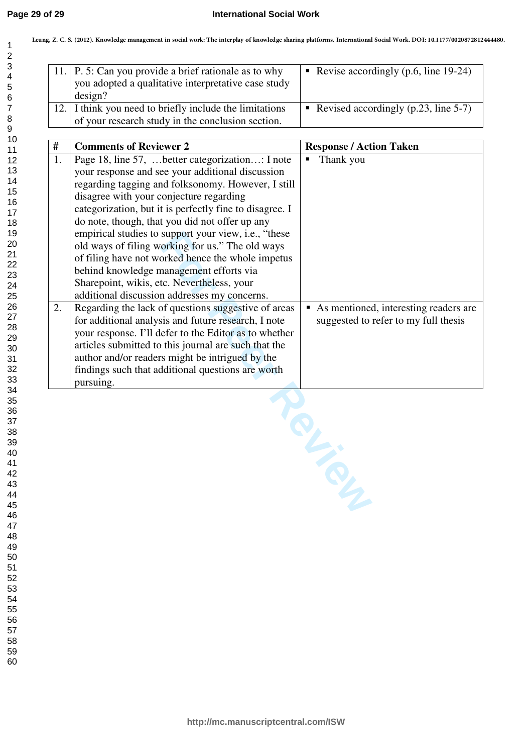Leung, Z. C. S. (2012). Knowledge management in social work: The interplay of knowledge sharing platforms. International Social Work. DOI: 10.1177/0020872812444480.

| | | |
|---|---|---|
| 11. | P. 5: Can you provide a brief rationale as to why you adopted a qualitative interpretative case study design? | ▪ Revise accordingly (p.6, line 19-24) |
| 12. | I think you need to briefly include the limitations of your research study in the conclusion section. | ▪ Revised accordingly (p.23, line 5-7) |

| # | Comments of Reviewer 2 | Response / Action Taken |
|---|---|---|
| 1. | Page 18, line 57, …better categorization…: I note your response and see your additional discussion regarding tagging and folksonomy. However, I still disagree with your conjecture regarding categorization, but it is perfectly fine to disagree. I do note, though, that you did not offer up any empirical studies to support your view, i.e., "these old ways of filing working for us." The old ways of filing have not worked hence the whole impetus behind knowledge management efforts via Sharepoint, wikis, etc. Nevertheless, your additional discussion addresses my concerns. | ▪ Thank you |
| 2. | Regarding the lack of questions suggestive of areas for additional analysis and future research, I note your response. I'll defer to the Editor as to whether articles submitted to this journal are such that the author and/or readers might be intrigued by the findings such that additional questions are worth pursuing. | ▪ As mentioned, interesting readers are suggested to refer to my full thesis |